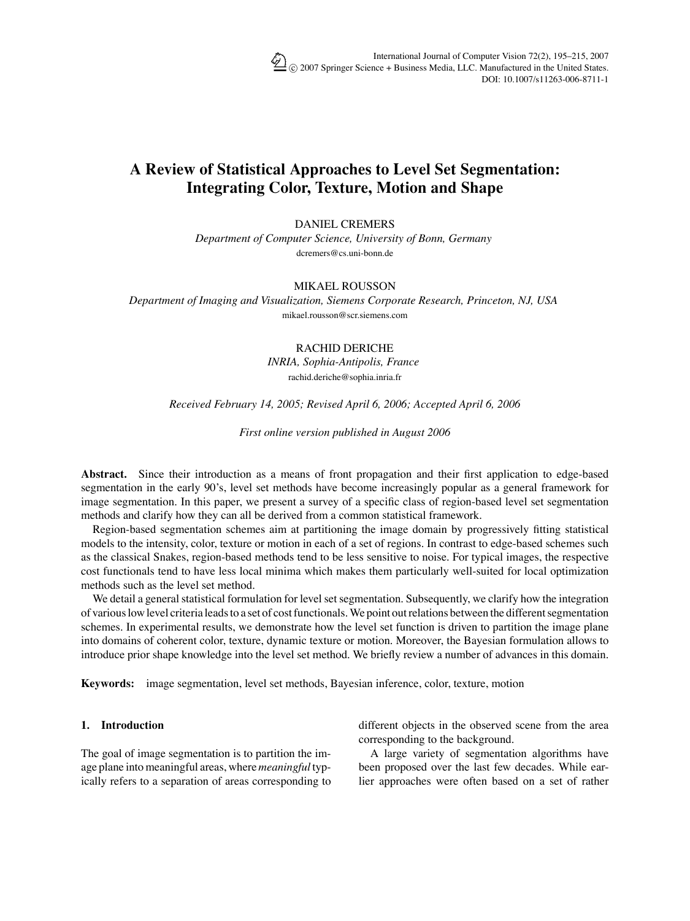# A Review of Statistical Approaches to Level Set Segmentation: Integrating Color, Texture, Motion and Shape

DANIEL CREMERS

*Department of Computer Science, University of Bonn, Germany*

dcremers@cs.uni-bonn.de

MIKAEL ROUSSON

*Department of Imaging and Visualization, Siemens Corporate Research, Princeton, NJ, USA*

mikael.rousson@scr.siemens.com

RACHID DERICHE

*INRIA, Sophia-Antipolis, France*

rachid.deriche@sophia.inria.fr

*Received February 14, 2005; Revised April 6, 2006; Accepted April 6, 2006*

*First online version published in August 2006*

**Abstract.** Since their introduction as a means of front propagation and their first application to edge-based segmentation in the early 90's, level set methods have become increasingly popular as a general framework for image segmentation. In this paper, we present a survey of a specific class of region-based level set segmentation methods and clarify how they can all be derived from a common statistical framework.

Region-based segmentation schemes aim at partitioning the image domain by progressively fitting statistical models to the intensity, color, texture or motion in each of a set of regions. In contrast to edge-based schemes such as the classical Snakes, region-based methods tend to be less sensitive to noise. For typical images, the respective cost functionals tend to have less local minima which makes them particularly well-suited for local optimization methods such as the level set method.

We detail a general statistical formulation for level set segmentation. Subsequently, we clarify how the integration of various low level criteria leads to a set of cost functionals. We point out relations between the different segmentation schemes. In experimental results, we demonstrate how the level set function is driven to partition the image plane into domains of coherent color, texture, dynamic texture or motion. Moreover, the Bayesian formulation allows to introduce prior shape knowledge into the level set method. We briefly review a number of advances in this domain.

**Keywords:** image segmentation, level set methods, Bayesian inference, color, texture, motion

## 1. Introduction

The goal of image segmentation is to partition the image plane into meaningful areas, where *meaningful* typically refers to a separation of areas corresponding to different objects in the observed scene from the area corresponding to the background.

A large variety of segmentation algorithms have been proposed over the last few decades. While earlier approaches were often based on a set of rather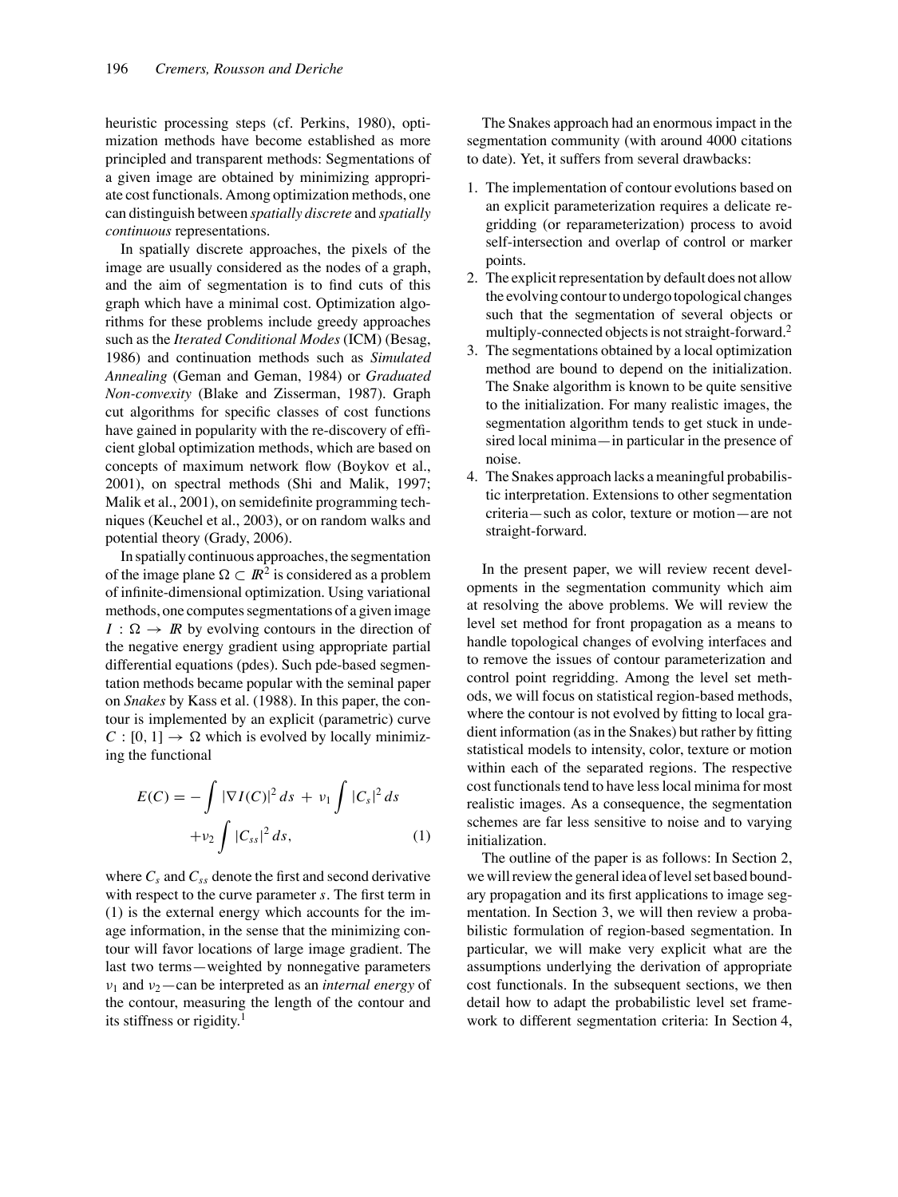heuristic processing steps (cf. Perkins, 1980), optimization methods have become established as more principled and transparent methods: Segmentations of a given image are obtained by minimizing appropriate cost functionals. Among optimization methods, one can distinguish between *spatially discrete* and *spatially continuous* representations.

In spatially discrete approaches, the pixels of the image are usually considered as the nodes of a graph, and the aim of segmentation is to find cuts of this graph which have a minimal cost. Optimization algorithms for these problems include greedy approaches such as the *Iterated Conditional Modes* (ICM) (Besag, 1986) and continuation methods such as *Simulated Annealing* (Geman and Geman, 1984) or *Graduated Non-convexity* (Blake and Zisserman, 1987). Graph cut algorithms for specific classes of cost functions have gained in popularity with the re-discovery of efficient global optimization methods, which are based on concepts of maximum network flow (Boykov et al., 2001), on spectral methods (Shi and Malik, 1997; Malik et al., 2001), on semidefinite programming techniques (Keuchel et al., 2003), or on random walks and potential theory (Grady, 2006).

In spatially continuous approaches, the segmentation of the image plane $\Omega \subset \mathbb{R}^2$ is considered as a problem of infinite-dimensional optimization. Using variational methods, one computes segmentations of a given image $I : \Omega \to \mathbb{R}$ by evolving contours in the direction of the negative energy gradient using appropriate partial differential equations (pdes). Such pde-based segmentation methods became popular with the seminal paper on *Snakes* by Kass et al. (1988). In this paper, the contour is implemented by an explicit (parametric) curve $C : [0, 1] \to \Omega$ which is evolved by locally minimizing the functional

$$E(C) = -\int |\nabla I(C)|^2 \, ds \; + \; \nu_1 \int |C_s|^2 \, ds + \nu_2 \int |C_{ss}|^2 \, ds, \tag{1}$$

where $C_s$ and $C_{ss}$ denote the first and second derivative with respect to the curve parameter $s$. The first term in (1) is the external energy which accounts for the image information, in the sense that the minimizing contour will favor locations of large image gradient. The last two terms—weighted by nonnegative parameters $\nu_1$ and $\nu_2$—can be interpreted as an *internal energy* of the contour, measuring the length of the contour and its stiffness or rigidity.[1]

The Snakes approach had an enormous impact in the segmentation community (with around 4000 citations to date). Yet, it suffers from several drawbacks:

1. The implementation of contour evolutions based on an explicit parameterization requires a delicate regridding (or reparameterization) process to avoid self-intersection and overlap of control or marker points.
2. The explicit representation by default does not allow the evolving contour to undergo topological changes such that the segmentation of several objects or multiply-connected objects is not straight-forward.[2]
3. The segmentations obtained by a local optimization method are bound to depend on the initialization. The Snake algorithm is known to be quite sensitive to the initialization. For many realistic images, the segmentation algorithm tends to get stuck in undesired local minima—in particular in the presence of noise.
4. The Snakes approach lacks a meaningful probabilistic interpretation. Extensions to other segmentation criteria—such as color, texture or motion—are not straight-forward.

In the present paper, we will review recent developments in the segmentation community which aim at resolving the above problems. We will review the level set method for front propagation as a means to handle topological changes of evolving interfaces and to remove the issues of contour parameterization and control point regridding. Among the level set methods, we will focus on statistical region-based methods, where the contour is not evolved by fitting to local gradient information (as in the Snakes) but rather by fitting statistical models to intensity, color, texture or motion within each of the separated regions. The respective cost functionals tend to have less local minima for most realistic images. As a consequence, the segmentation schemes are far less sensitive to noise and to varying initialization.

The outline of the paper is as follows: In Section 2, we will review the general idea of level set based boundary propagation and its first applications to image segmentation. In Section 3, we will then review a probabilistic formulation of region-based segmentation. In particular, we will make very explicit what are the assumptions underlying the derivation of appropriate cost functionals. In the subsequent sections, we then detail how to adapt the probabilistic level set framework to different segmentation criteria: In Section 4,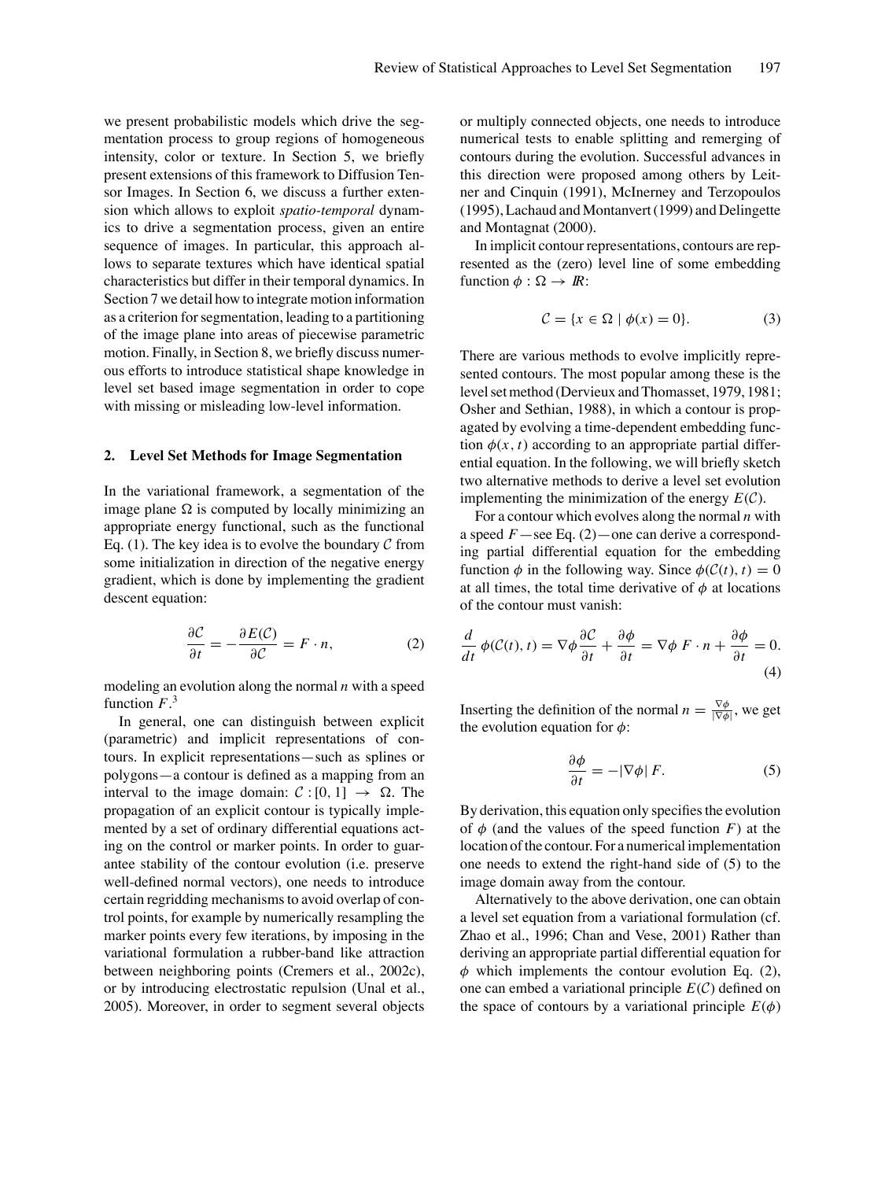we present probabilistic models which drive the segmentation process to group regions of homogeneous intensity, color or texture. In Section 5, we briefly present extensions of this framework to Diffusion Tensor Images. In Section 6, we discuss a further extension which allows to exploit *spatio-temporal* dynamics to drive a segmentation process, given an entire sequence of images. In particular, this approach allows to separate textures which have identical spatial characteristics but differ in their temporal dynamics. In Section 7 we detail how to integrate motion information as a criterion for segmentation, leading to a partitioning of the image plane into areas of piecewise parametric motion. Finally, in Section 8, we briefly discuss numerous efforts to introduce statistical shape knowledge in level set based image segmentation in order to cope with missing or misleading low-level information.

## 2. Level Set Methods for Image Segmentation

In the variational framework, a segmentation of the image plane $\Omega$ is computed by locally minimizing an appropriate energy functional, such as the functional Eq. (1). The key idea is to evolve the boundary $\mathcal{C}$ from some initialization in direction of the negative energy gradient, which is done by implementing the gradient descent equation:

$$\frac{\partial \mathcal{C}}{\partial t} = -\frac{\partial E(\mathcal{C})}{\partial \mathcal{C}} = F \cdot n, \tag{2}$$

modeling an evolution along the normal $n$ with a speed function $F$.[3]

In general, one can distinguish between explicit (parametric) and implicit representations of contours. In explicit representations—such as splines or polygons—a contour is defined as a mapping from an interval to the image domain: $\mathcal{C} : [0, 1] \to \Omega$. The propagation of an explicit contour is typically implemented by a set of ordinary differential equations acting on the control or marker points. In order to guarantee stability of the contour evolution (i.e. preserve well-defined normal vectors), one needs to introduce certain regridding mechanisms to avoid overlap of control points, for example by numerically resampling the marker points every few iterations, by imposing in the variational formulation a rubber-band like attraction between neighboring points (Cremers et al., 2002c), or by introducing electrostatic repulsion (Unal et al., 2005). Moreover, in order to segment several objects or multiply connected objects, one needs to introduce numerical tests to enable splitting and remerging of contours during the evolution. Successful advances in this direction were proposed among others by Leitner and Cinquin (1991), McInerney and Terzopoulos (1995), Lachaud and Montanvert (1999) and Delingette and Montagnat (2000).

In implicit contour representations, contours are represented as the (zero) level line of some embedding function $\phi : \Omega \to I\!R$:

$$\mathcal{C} = \{x \in \Omega \mid \phi(x) = 0\}. \tag{3}$$

There are various methods to evolve implicitly represented contours. The most popular among these is the level set method (Dervieux and Thomasset, 1979, 1981; Osher and Sethian, 1988), in which a contour is propagated by evolving a time-dependent embedding function $\phi(x, t)$ according to an appropriate partial differential equation. In the following, we will briefly sketch two alternative methods to derive a level set evolution implementing the minimization of the energy $E(\mathcal{C})$.

For a contour which evolves along the normal $n$ with a speed $F$—see Eq. (2)—one can derive a corresponding partial differential equation for the embedding function $\phi$ in the following way. Since $\phi(\mathcal{C}(t), t) = 0$ at all times, the total time derivative of $\phi$ at locations of the contour must vanish:

$$\frac{d}{dt}\,\phi(\mathcal{C}(t), t) = \nabla\phi \frac{\partial \mathcal{C}}{\partial t} + \frac{\partial \phi}{\partial t} = \nabla\phi \; F \cdot n + \frac{\partial \phi}{\partial t} = 0. \tag{4}$$

Inserting the definition of the normal $n = \frac{\nabla\phi}{|\nabla\phi|}$, we get the evolution equation for $\phi$:

$$\frac{\partial \phi}{\partial t} = -|\nabla\phi|\, F. \tag{5}$$

By derivation, this equation only specifies the evolution of $\phi$ (and the values of the speed function $F$) at the location of the contour. For a numerical implementation one needs to extend the right-hand side of (5) to the image domain away from the contour.

Alternatively to the above derivation, one can obtain a level set equation from a variational formulation (cf. Zhao et al., 1996; Chan and Vese, 2001) Rather than deriving an appropriate partial differential equation for $\phi$ which implements the contour evolution Eq. (2), one can embed a variational principle $E(\mathcal{C})$ defined on the space of contours by a variational principle $E(\phi)$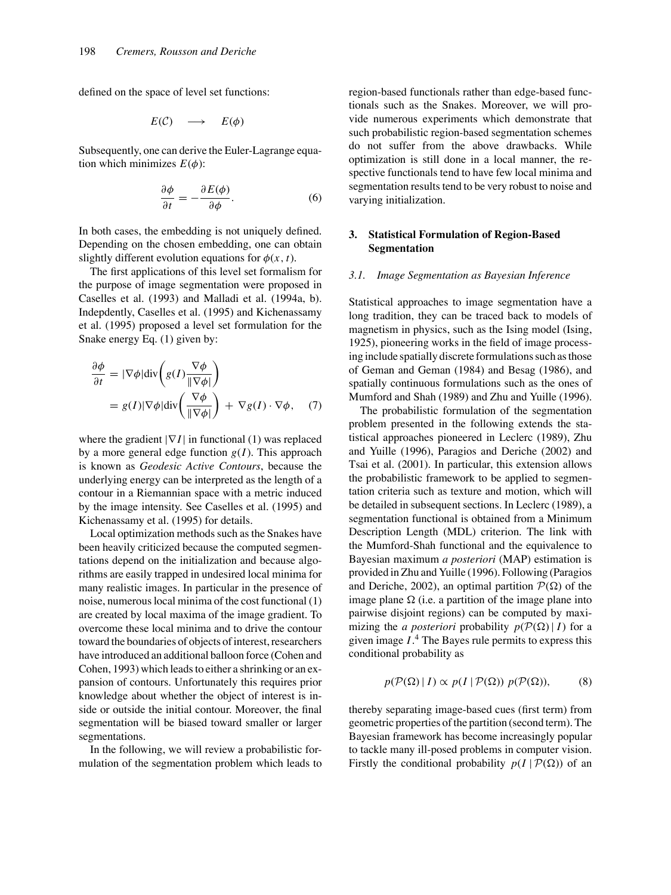defined on the space of level set functions:

$$E(\mathcal{C}) \quad \longrightarrow \quad E(\phi)$$

Subsequently, one can derive the Euler-Lagrange equation which minimizes $E(\phi)$:

$$\frac{\partial \phi}{\partial t} = -\frac{\partial E(\phi)}{\partial \phi}. \tag{6}$$

In both cases, the embedding is not uniquely defined. Depending on the chosen embedding, one can obtain slightly different evolution equations for $\phi(x, t)$.

The first applications of this level set formalism for the purpose of image segmentation were proposed in Caselles et al. (1993) and Malladi et al. (1994a, b). Indepdently, Caselles et al. (1995) and Kichenassamy et al. (1995) proposed a level set formulation for the Snake energy Eq. (1) given by:

$$\begin{aligned} \frac{\partial \phi}{\partial t} &= |\nabla \phi| \operatorname{div}\left( g(I) \frac{\nabla \phi}{\|\nabla \phi|} \right) \\ &= g(I)|\nabla \phi| \operatorname{div}\left( \frac{\nabla \phi}{\|\nabla \phi|} \right) + \nabla g(I) \cdot \nabla \phi, \end{aligned} \tag{7}$$

where the gradient $|\nabla I|$ in functional (1) was replaced by a more general edge function $g(I)$. This approach is known as *Geodesic Active Contours*, because the underlying energy can be interpreted as the length of a contour in a Riemannian space with a metric induced by the image intensity. See Caselles et al. (1995) and Kichenassamy et al. (1995) for details.

Local optimization methods such as the Snakes have been heavily criticized because the computed segmentations depend on the initialization and because algorithms are easily trapped in undesired local minima for many realistic images. In particular in the presence of noise, numerous local minima of the cost functional (1) are created by local maxima of the image gradient. To overcome these local minima and to drive the contour toward the boundaries of objects of interest, researchers have introduced an additional balloon force (Cohen and Cohen, 1993) which leads to either a shrinking or an expansion of contours. Unfortunately this requires prior knowledge about whether the object of interest is inside or outside the initial contour. Moreover, the final segmentation will be biased toward smaller or larger segmentations.

In the following, we will review a probabilistic formulation of the segmentation problem which leads to region-based functionals rather than edge-based functionals such as the Snakes. Moreover, we will provide numerous experiments which demonstrate that such probabilistic region-based segmentation schemes do not suffer from the above drawbacks. While optimization is still done in a local manner, the respective functionals tend to have few local minima and segmentation results tend to be very robust to noise and varying initialization.

## 3. Statistical Formulation of Region-Based Segmentation

### 3.1. Image Segmentation as Bayesian Inference

Statistical approaches to image segmentation have a long tradition, they can be traced back to models of magnetism in physics, such as the Ising model (Ising, 1925), pioneering works in the field of image processing include spatially discrete formulations such as those of Geman and Geman (1984) and Besag (1986), and spatially continuous formulations such as the ones of Mumford and Shah (1989) and Zhu and Yuille (1996).

The probabilistic formulation of the segmentation problem presented in the following extends the statistical approaches pioneered in Leclerc (1989), Zhu and Yuille (1996), Paragios and Deriche (2002) and Tsai et al. (2001). In particular, this extension allows the probabilistic framework to be applied to segmentation criteria such as texture and motion, which will be detailed in subsequent sections. In Leclerc (1989), a segmentation functional is obtained from a Minimum Description Length (MDL) criterion. The link with the Mumford-Shah functional and the equivalence to Bayesian maximum *a posteriori* (MAP) estimation is provided in Zhu and Yuille (1996). Following (Paragios and Deriche, 2002), an optimal partition $\mathcal{P}(\Omega)$ of the image plane $\Omega$ (i.e. a partition of the image plane into pairwise disjoint regions) can be computed by maximizing the *a posteriori* probability $p(\mathcal{P}(\Omega) \mid I)$ for a given image $I$.[4] The Bayes rule permits to express this conditional probability as

$$p(\mathcal{P}(\Omega) \mid I) \propto p(I \mid \mathcal{P}(\Omega)) \; p(\mathcal{P}(\Omega)), \tag{8}$$

thereby separating image-based cues (first term) from geometric properties of the partition (second term). The Bayesian framework has become increasingly popular to tackle many ill-posed problems in computer vision. Firstly the conditional probability $p(I \mid \mathcal{P}(\Omega))$ of an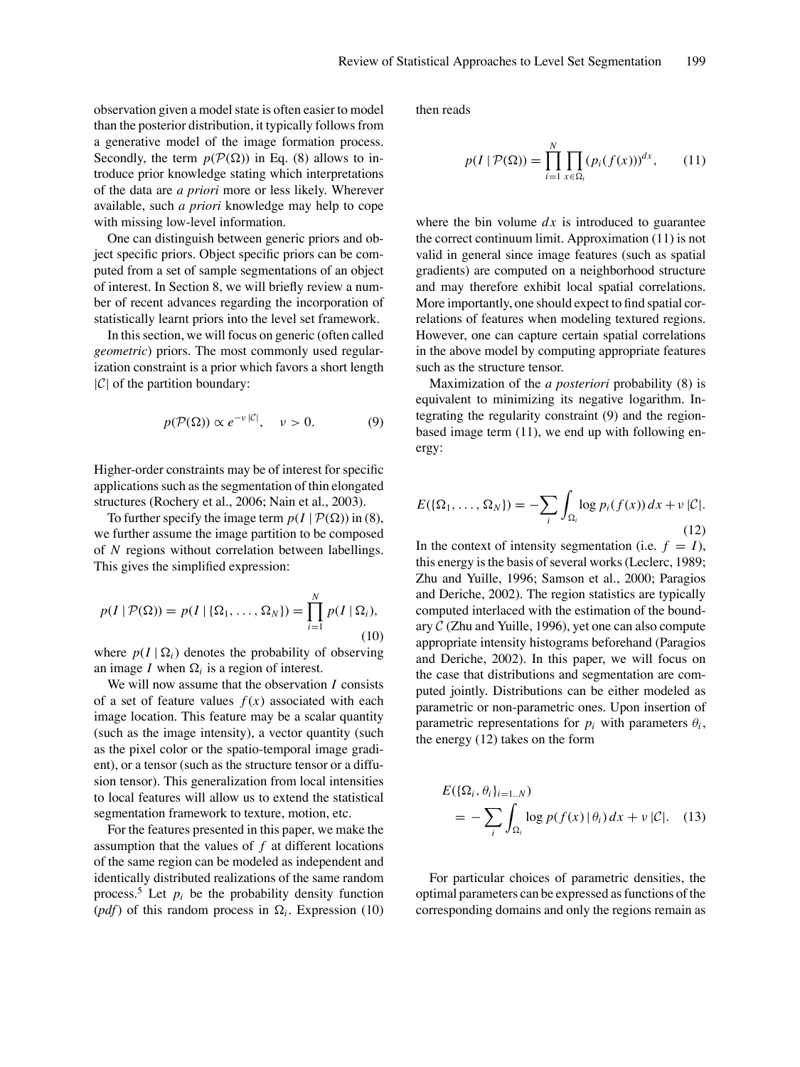observation given a model state is often easier to model than the posterior distribution, it typically follows from a generative model of the image formation process. Secondly, the term $p(\mathcal{P}(\Omega))$ in Eq. (8) allows to introduce prior knowledge stating which interpretations of the data are *a priori* more or less likely. Wherever available, such *a priori* knowledge may help to cope with missing low-level information.

One can distinguish between generic priors and object specific priors. Object specific priors can be computed from a set of sample segmentations of an object of interest. In Section 8, we will briefly review a number of recent advances regarding the incorporation of statistically learnt priors into the level set framework.

In this section, we will focus on generic (often called *geometric*) priors. The most commonly used regularization constraint is a prior which favors a short length $|\mathcal{C}|$ of the partition boundary:

$$p(\mathcal{P}(\Omega)) \propto e^{-\nu |\mathcal{C}|}, \quad \nu > 0. \tag{9}$$

Higher-order constraints may be of interest for specific applications such as the segmentation of thin elongated structures (Rochery et al., 2006; Nain et al., 2003).

To further specify the image term $p(I \mid \mathcal{P}(\Omega))$ in (8), we further assume the image partition to be composed of $N$ regions without correlation between labellings. This gives the simplified expression:

$$p(I \mid \mathcal{P}(\Omega)) = p(I \mid \{\Omega_1, \ldots, \Omega_N\}) = \prod_{i=1}^{N} p(I \mid \Omega_i), \tag{10}$$

where $p(I \mid \Omega_i)$ denotes the probability of observing an image $I$ when $\Omega_i$ is a region of interest.

We will now assume that the observation $I$ consists of a set of feature values $f(x)$ associated with each image location. This feature may be a scalar quantity (such as the image intensity), a vector quantity (such as the pixel color or the spatio-temporal image gradient), or a tensor (such as the structure tensor or a diffusion tensor). This generalization from local intensities to local features will allow us to extend the statistical segmentation framework to texture, motion, etc.

For the features presented in this paper, we make the assumption that the values of $f$ at different locations of the same region can be modeled as independent and identically distributed realizations of the same random process.[5] Let $p_i$ be the probability density function (*pdf*) of this random process in $\Omega_i$. Expression (10) then reads

$$p(I \mid \mathcal{P}(\Omega)) = \prod_{i=1}^{N} \prod_{x \in \Omega_i} (p_i(f(x)))^{dx}, \tag{11}$$

where the bin volume $dx$ is introduced to guarantee the correct continuum limit. Approximation (11) is not valid in general since image features (such as spatial gradients) are computed on a neighborhood structure and may therefore exhibit local spatial correlations. More importantly, one should expect to find spatial correlations of features when modeling textured regions. However, one can capture certain spatial correlations in the above model by computing appropriate features such as the structure tensor.

Maximization of the *a posteriori* probability (8) is equivalent to minimizing its negative logarithm. Integrating the regularity constraint (9) and the region-based image term (11), we end up with following energy:

$$E(\{\Omega_1, \ldots, \Omega_N\}) = -\sum_i \int_{\Omega_i} \log p_i(f(x))\, dx + \nu\, |\mathcal{C}|. \tag{12}$$

In the context of intensity segmentation (i.e. $f = I$), this energy is the basis of several works (Leclerc, 1989; Zhu and Yuille, 1996; Samson et al., 2000; Paragios and Deriche, 2002). The region statistics are typically computed interlaced with the estimation of the boundary $\mathcal{C}$ (Zhu and Yuille, 1996), yet one can also compute appropriate intensity histograms beforehand (Paragios and Deriche, 2002). In this paper, we will focus on the case that distributions and segmentation are computed jointly. Distributions can be either modeled as parametric or non-parametric ones. Upon insertion of parametric representations for $p_i$ with parameters $\theta_i$, the energy (12) takes on the form

$$E(\{\Omega_i, \theta_i\}_{i=1..N}) = -\sum_i \int_{\Omega_i} \log p(f(x) \mid \theta_i)\, dx + \nu\, |\mathcal{C}|. \tag{13}$$

For particular choices of parametric densities, the optimal parameters can be expressed as functions of the corresponding domains and only the regions remain as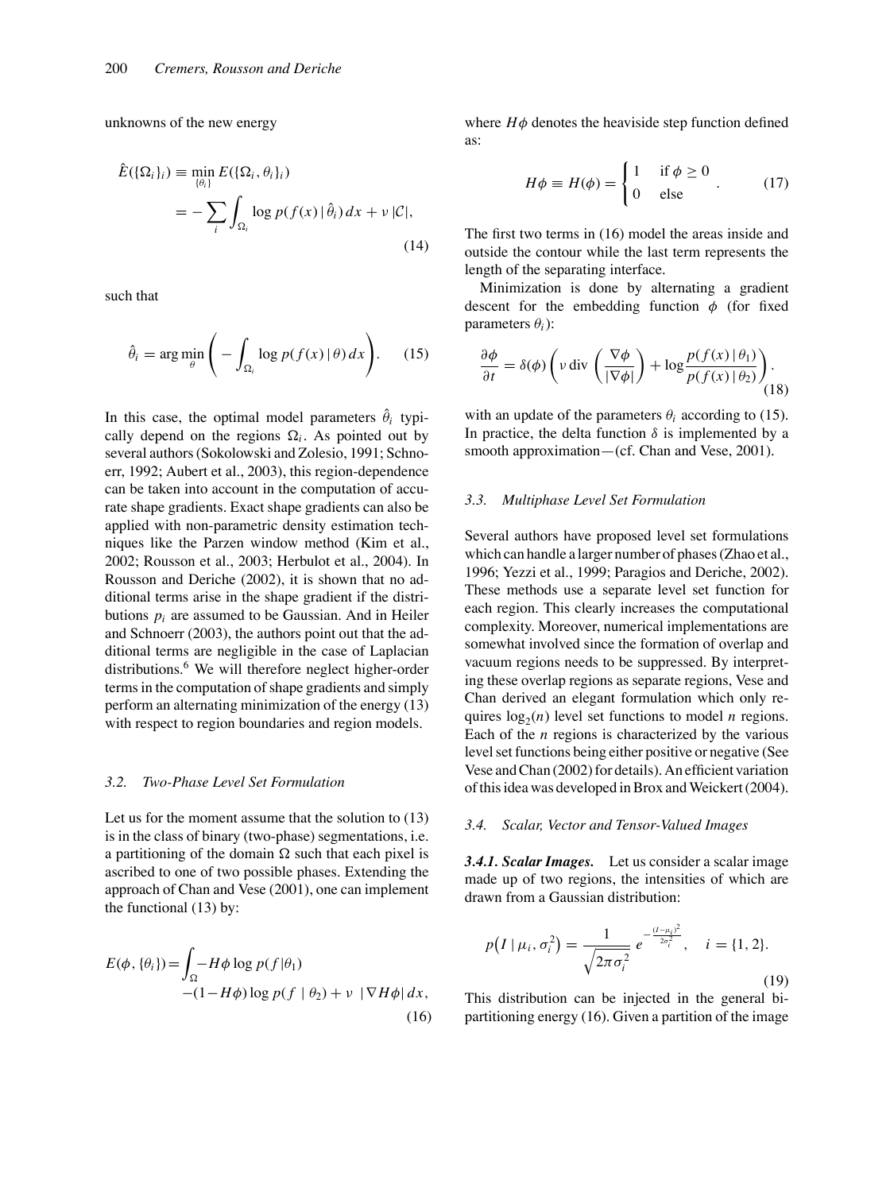unknowns of the new energy

$$\hat{E}(\{\Omega_i\}_i) \equiv \min_{\{\theta_i\}} E(\{\Omega_i, \theta_i\}_i) = -\sum_i \int_{\Omega_i} \log p(f(x) \,|\, \hat{\theta}_i) \, dx + \nu \, |\mathcal{C}|, \tag{14}$$

such that

$$\hat{\theta}_i = \arg\min_{\theta} \left( -\int_{\Omega_i} \log p(f(x) \,|\, \theta) \, dx \right). \tag{15}$$

In this case, the optimal model parameters $\hat{\theta}_i$ typically depend on the regions $\Omega_i$. As pointed out by several authors (Sokolowski and Zolesio, 1991; Schnoerr, 1992; Aubert et al., 2003), this region-dependence can be taken into account in the computation of accurate shape gradients. Exact shape gradients can also be applied with non-parametric density estimation techniques like the Parzen window method (Kim et al., 2002; Rousson et al., 2003; Herbulot et al., 2004). In Rousson and Deriche (2002), it is shown that no additional terms arise in the shape gradient if the distributions $p_i$ are assumed to be Gaussian. And in Heiler and Schnoerr (2003), the authors point out that the additional terms are negligible in the case of Laplacian distributions.[6] We will therefore neglect higher-order terms in the computation of shape gradients and simply perform an alternating minimization of the energy (13) with respect to region boundaries and region models.

### 3.2. Two-Phase Level Set Formulation

Let us for the moment assume that the solution to (13) is in the class of binary (two-phase) segmentations, i.e. a partitioning of the domain $\Omega$ such that each pixel is ascribed to one of two possible phases. Extending the approach of Chan and Vese (2001), one can implement the functional (13) by:

$$E(\phi, \{\theta_i\}) = \int_{\Omega} -H\phi \log p(f|\theta_1) - (1 - H\phi) \log p(f \mid \theta_2) + \nu \, |\nabla H\phi| \, dx, \tag{16}$$

where $H\phi$ denotes the heaviside step function defined as:

$$H\phi \equiv H(\phi) = \begin{cases} 1 & \text{if } \phi \geq 0 \\ 0 & \text{else} \end{cases}. \tag{17}$$

The first two terms in (16) model the areas inside and outside the contour while the last term represents the length of the separating interface.

Minimization is done by alternating a gradient descent for the embedding function $\phi$ (for fixed parameters $\theta_i$):

$$\frac{\partial \phi}{\partial t} = \delta(\phi) \left( \nu \, \text{div} \left( \frac{\nabla \phi}{|\nabla \phi|} \right) + \log \frac{p(f(x) \,|\, \theta_1)}{p(f(x) \,|\, \theta_2)} \right). \tag{18}$$

with an update of the parameters $\theta_i$ according to (15). In practice, the delta function $\delta$ is implemented by a smooth approximation—(cf. Chan and Vese, 2001).

### 3.3. Multiphase Level Set Formulation

Several authors have proposed level set formulations which can handle a larger number of phases (Zhao et al., 1996; Yezzi et al., 1999; Paragios and Deriche, 2002). These methods use a separate level set function for each region. This clearly increases the computational complexity. Moreover, numerical implementations are somewhat involved since the formation of overlap and vacuum regions needs to be suppressed. By interpreting these overlap regions as separate regions, Vese and Chan derived an elegant formulation which only requires $\log_2(n)$ level set functions to model $n$ regions. Each of the $n$ regions is characterized by the various level set functions being either positive or negative (See Vese and Chan (2002) for details). An efficient variation of this idea was developed in Brox and Weickert (2004).

### 3.4. Scalar, Vector and Tensor-Valued Images

***3.4.1. Scalar Images.*** Let us consider a scalar image made up of two regions, the intensities of which are drawn from a Gaussian distribution:

$$p\big(I \mid \mu_i, \sigma_i^2\big) = \frac{1}{\sqrt{2\pi\sigma_i^2}} \, e^{-\frac{(I-\mu_i)^2}{2\sigma_i^2}}, \quad i = \{1, 2\}. \tag{19}$$

This distribution can be injected in the general bi-partitioning energy (16). Given a partition of the image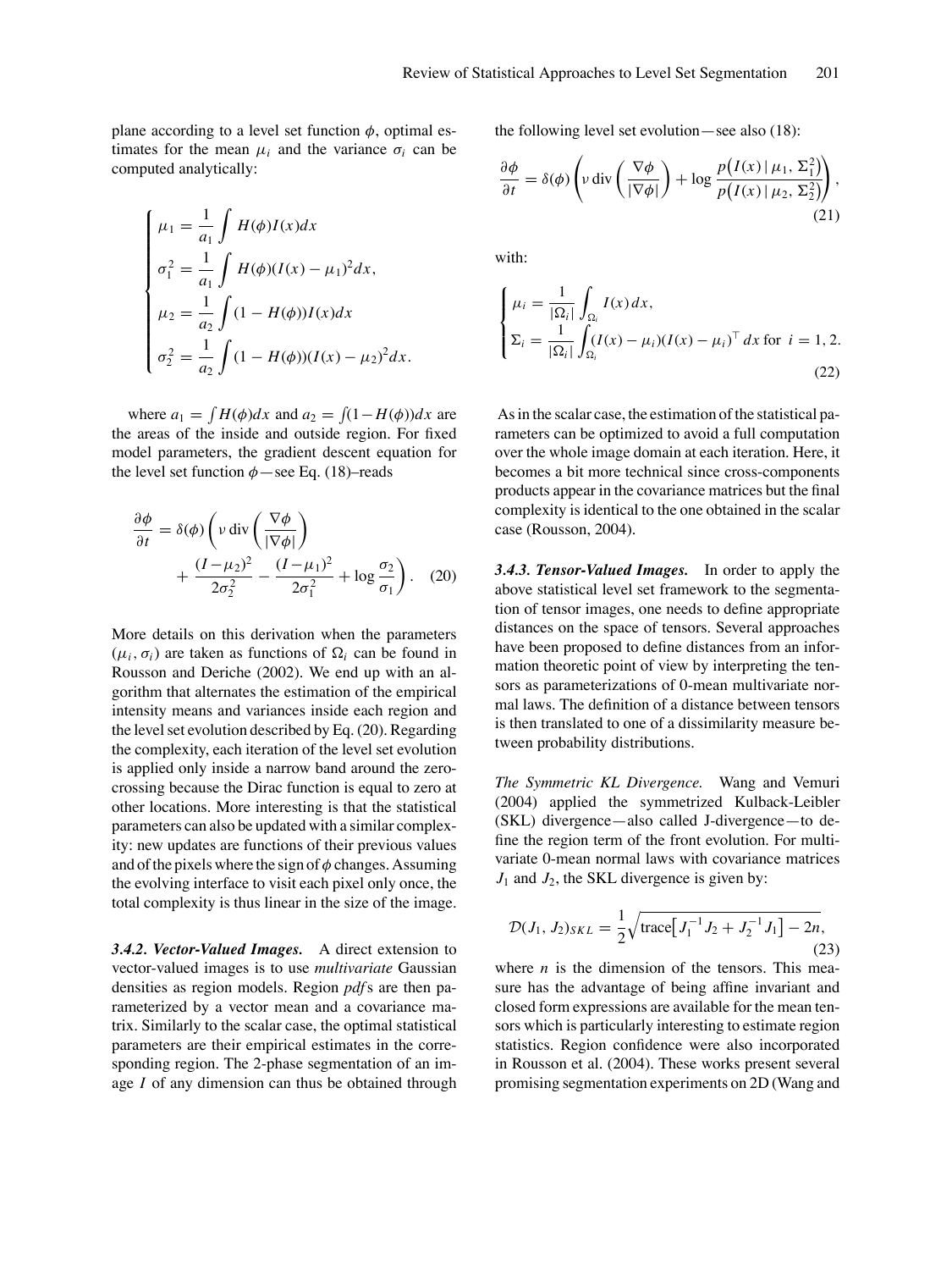plane according to a level set function $\phi$, optimal estimates for the mean $\mu_i$ and the variance $\sigma_i$ can be computed analytically:

$$
\begin{cases}
\mu_1 = \dfrac{1}{a_1} \displaystyle\int H(\phi) I(x) dx \\
\sigma_1^2 = \dfrac{1}{a_1} \displaystyle\int H(\phi)(I(x) - \mu_1)^2 dx, \\
\mu_2 = \dfrac{1}{a_2} \displaystyle\int (1 - H(\phi)) I(x) dx \\
\sigma_2^2 = \dfrac{1}{a_2} \displaystyle\int (1 - H(\phi))(I(x) - \mu_2)^2 dx.
\end{cases}
$$

where $a_1 = \int H(\phi)dx$ and $a_2 = \int (1 - H(\phi))dx$ are the areas of the inside and outside region. For fixed model parameters, the gradient descent equation for the level set function $\phi$—see Eq. (18)–reads

$$
\frac{\partial \phi}{\partial t} = \delta(\phi) \left( \nu \operatorname{div} \left( \frac{\nabla \phi}{|\nabla \phi|} \right) + \frac{(I - \mu_2)^2}{2\sigma_2^2} - \frac{(I - \mu_1)^2}{2\sigma_1^2} + \log \frac{\sigma_2}{\sigma_1} \right). \quad (20)
$$

More details on this derivation when the parameters $(\mu_i, \sigma_i)$ are taken as functions of $\Omega_i$ can be found in Rousson and Deriche (2002). We end up with an algorithm that alternates the estimation of the empirical intensity means and variances inside each region and the level set evolution described by Eq. (20). Regarding the complexity, each iteration of the level set evolution is applied only inside a narrow band around the zero-crossing because the Dirac function is equal to zero at other locations. More interesting is that the statistical parameters can also be updated with a similar complexity: new updates are functions of their previous values and of the pixels where the sign of $\phi$ changes. Assuming the evolving interface to visit each pixel only once, the total complexity is thus linear in the size of the image.

***3.4.2. Vector-Valued Images.*** A direct extension to vector-valued images is to use *multivariate* Gaussian densities as region models. Region *pdf*s are then parameterized by a vector mean and a covariance matrix. Similarly to the scalar case, the optimal statistical parameters are their empirical estimates in the corresponding region. The 2-phase segmentation of an image $I$ of any dimension can thus be obtained through the following level set evolution—see also (18):

$$
\frac{\partial \phi}{\partial t} = \delta(\phi) \left( \nu \operatorname{div} \left( \frac{\nabla \phi}{|\nabla \phi|} \right) + \log \frac{p\big(I(x) \,|\, \mu_1, \Sigma_1^2\big)}{p\big(I(x) \,|\, \mu_2, \Sigma_2^2\big)} \right), \quad (21)
$$

with:

$$
\begin{cases}
\mu_i = \dfrac{1}{|\Omega_i|} \displaystyle\int_{\Omega_i} I(x)\, dx, \\
\Sigma_i = \dfrac{1}{|\Omega_i|} \displaystyle\int_{\Omega_i} (I(x) - \mu_i)(I(x) - \mu_i)^\top \, dx \text{ for } i = 1, 2.
\end{cases} \quad (22)
$$

As in the scalar case, the estimation of the statistical parameters can be optimized to avoid a full computation over the whole image domain at each iteration. Here, it becomes a bit more technical since cross-components products appear in the covariance matrices but the final complexity is identical to the one obtained in the scalar case (Rousson, 2004).

***3.4.3. Tensor-Valued Images.*** In order to apply the above statistical level set framework to the segmentation of tensor images, one needs to define appropriate distances on the space of tensors. Several approaches have been proposed to define distances from an information theoretic point of view by interpreting the tensors as parameterizations of 0-mean multivariate normal laws. The definition of a distance between tensors is then translated to one of a dissimilarity measure between probability distributions.

*The Symmetric KL Divergence.* Wang and Vemuri (2004) applied the symmetrized Kulback-Leibler (SKL) divergence—also called J-divergence—to define the region term of the front evolution. For multivariate 0-mean normal laws with covariance matrices $J_1$ and $J_2$, the SKL divergence is given by:

$$
\mathcal{D}(J_1, J_2)_{SKL} = \frac{1}{2} \sqrt{\operatorname{trace}\big[J_1^{-1} J_2 + J_2^{-1} J_1\big] - 2n}, \quad (23)
$$

where $n$ is the dimension of the tensors. This measure has the advantage of being affine invariant and closed form expressions are available for the mean tensors which is particularly interesting to estimate region statistics. Region confidence were also incorporated in Rousson et al. (2004). These works present several promising segmentation experiments on 2D (Wang and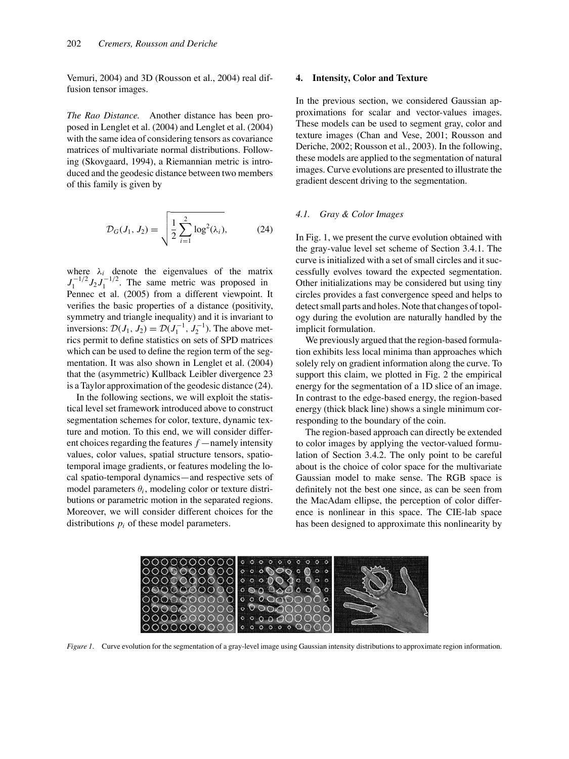Vemuri, 2004) and 3D (Rousson et al., 2004) real diffusion tensor images.

*The Rao Distance.* Another distance has been proposed in Lenglet et al. (2004) and Lenglet et al. (2004) with the same idea of considering tensors as covariance matrices of multivariate normal distributions. Following (Skovgaard, 1994), a Riemannian metric is introduced and the geodesic distance between two members of this family is given by

$$\mathcal{D}_G(J_1, J_2) = \sqrt{\frac{1}{2}\sum_{i=1}^{2} \log^2(\lambda_i)}, \tag{24}$$

where $\lambda_i$ denote the eigenvalues of the matrix $J_1^{-1/2} J_2 J_1^{-1/2}$. The same metric was proposed in Pennec et al. (2005) from a different viewpoint. It verifies the basic properties of a distance (positivity, symmetry and triangle inequality) and it is invariant to inversions: $\mathcal{D}(J_1, J_2) = \mathcal{D}(J_1^{-1}, J_2^{-1})$. The above metrics permit to define statistics on sets of SPD matrices which can be used to define the region term of the segmentation. It was also shown in Lenglet et al. (2004) that the (asymmetric) Kullback Leibler divergence 23 is a Taylor approximation of the geodesic distance (24).

In the following sections, we will exploit the statistical level set framework introduced above to construct segmentation schemes for color, texture, dynamic texture and motion. To this end, we will consider different choices regarding the features $f$—namely intensity values, color values, spatial structure tensors, spatio-temporal image gradients, or features modeling the local spatio-temporal dynamics—and respective sets of model parameters $\theta_i$, modeling color or texture distributions or parametric motion in the separated regions. Moreover, we will consider different choices for the distributions $p_i$ of these model parameters.

## 4. Intensity, Color and Texture

In the previous section, we considered Gaussian approximations for scalar and vector-values images. These models can be used to segment gray, color and texture images (Chan and Vese, 2001; Rousson and Deriche, 2002; Rousson et al., 2003). In the following, these models are applied to the segmentation of natural images. Curve evolutions are presented to illustrate the gradient descent driving to the segmentation.

### 4.1. Gray & Color Images

In Fig. 1, we present the curve evolution obtained with the gray-value level set scheme of Section 3.4.1. The curve is initialized with a set of small circles and it successfully evolves toward the expected segmentation. Other initializations may be considered but using tiny circles provides a fast convergence speed and helps to detect small parts and holes. Note that changes of topology during the evolution are naturally handled by the implicit formulation.

We previously argued that the region-based formulation exhibits less local minima than approaches which solely rely on gradient information along the curve. To support this claim, we plotted in Fig. 2 the empirical energy for the segmentation of a 1D slice of an image. In contrast to the edge-based energy, the region-based energy (thick black line) shows a single minimum corresponding to the boundary of the coin.

The region-based approach can directly be extended to color images by applying the vector-valued formulation of Section 3.4.2. The only point to be careful about is the choice of color space for the multivariate Gaussian model to make sense. The RGB space is definitely not the best one since, as can be seen from the MacAdam ellipse, the perception of color difference is nonlinear in this space. The CIE-lab space has been designed to approximate this nonlinearity by

*Figure 1.* Curve evolution for the segmentation of a gray-level image using Gaussian intensity distributions to approximate region information.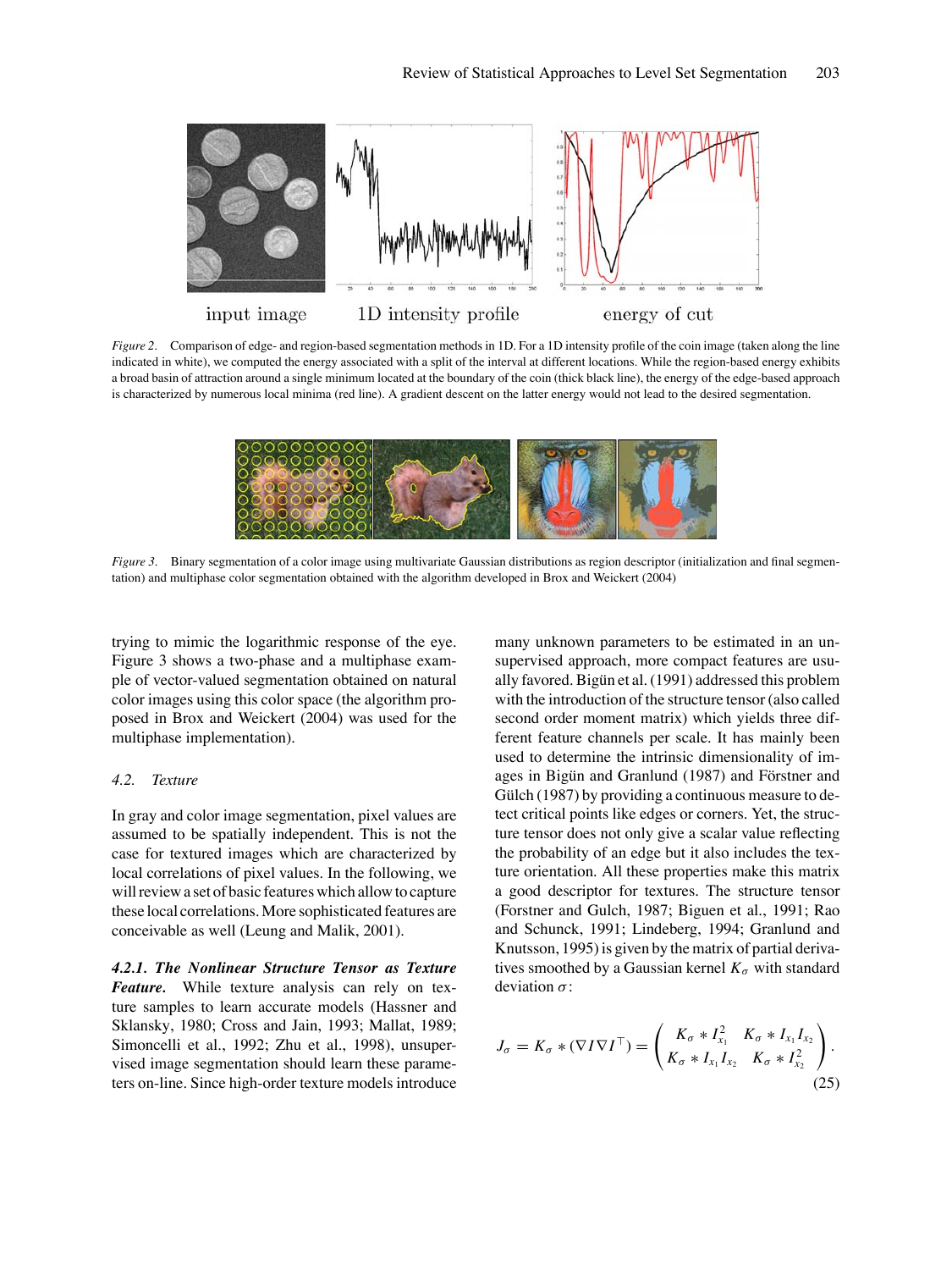input image     1D intensity profile     energy of cut

*Figure 2*. Comparison of edge- and region-based segmentation methods in 1D. For a 1D intensity profile of the coin image (taken along the line indicated in white), we computed the energy associated with a split of the interval at different locations. While the region-based energy exhibits a broad basin of attraction around a single minimum located at the boundary of the coin (thick black line), the energy of the edge-based approach is characterized by numerous local minima (red line). A gradient descent on the latter energy would not lead to the desired segmentation.

*Figure 3*. Binary segmentation of a color image using multivariate Gaussian distributions as region descriptor (initialization and final segmentation) and multiphase color segmentation obtained with the algorithm developed in Brox and Weickert (2004)

trying to mimic the logarithmic response of the eye. Figure 3 shows a two-phase and a multiphase example of vector-valued segmentation obtained on natural color images using this color space (the algorithm proposed in Brox and Weickert (2004) was used for the multiphase implementation).

## 4.2. Texture

In gray and color image segmentation, pixel values are assumed to be spatially independent. This is not the case for textured images which are characterized by local correlations of pixel values. In the following, we will review a set of basic features which allow to capture these local correlations. More sophisticated features are conceivable as well (Leung and Malik, 2001).

***4.2.1. The Nonlinear Structure Tensor as Texture Feature.*** While texture analysis can rely on texture samples to learn accurate models (Hassner and Sklansky, 1980; Cross and Jain, 1993; Mallat, 1989; Simoncelli et al., 1992; Zhu et al., 1998), unsupervised image segmentation should learn these parameters on-line. Since high-order texture models introduce many unknown parameters to be estimated in an unsupervised approach, more compact features are usually favored. Bigün et al. (1991) addressed this problem with the introduction of the structure tensor (also called second order moment matrix) which yields three different feature channels per scale. It has mainly been used to determine the intrinsic dimensionality of images in Bigün and Granlund (1987) and Förstner and Gülch (1987) by providing a continuous measure to detect critical points like edges or corners. Yet, the structure tensor does not only give a scalar value reflecting the probability of an edge but it also includes the texture orientation. All these properties make this matrix a good descriptor for textures. The structure tensor (Forstner and Gulch, 1987; Biguen et al., 1991; Rao and Schunck, 1991; Lindeberg, 1994; Granlund and Knutsson, 1995) is given by the matrix of partial derivatives smoothed by a Gaussian kernel $K_\sigma$ with standard deviation $\sigma$:

$$J_\sigma = K_\sigma * (\nabla I \nabla I^\top) = \begin{pmatrix} K_\sigma * I_{x_1}^2 & K_\sigma * I_{x_1} I_{x_2} \\ K_\sigma * I_{x_1} I_{x_2} & K_\sigma * I_{x_2}^2 \end{pmatrix}. \tag{25}$$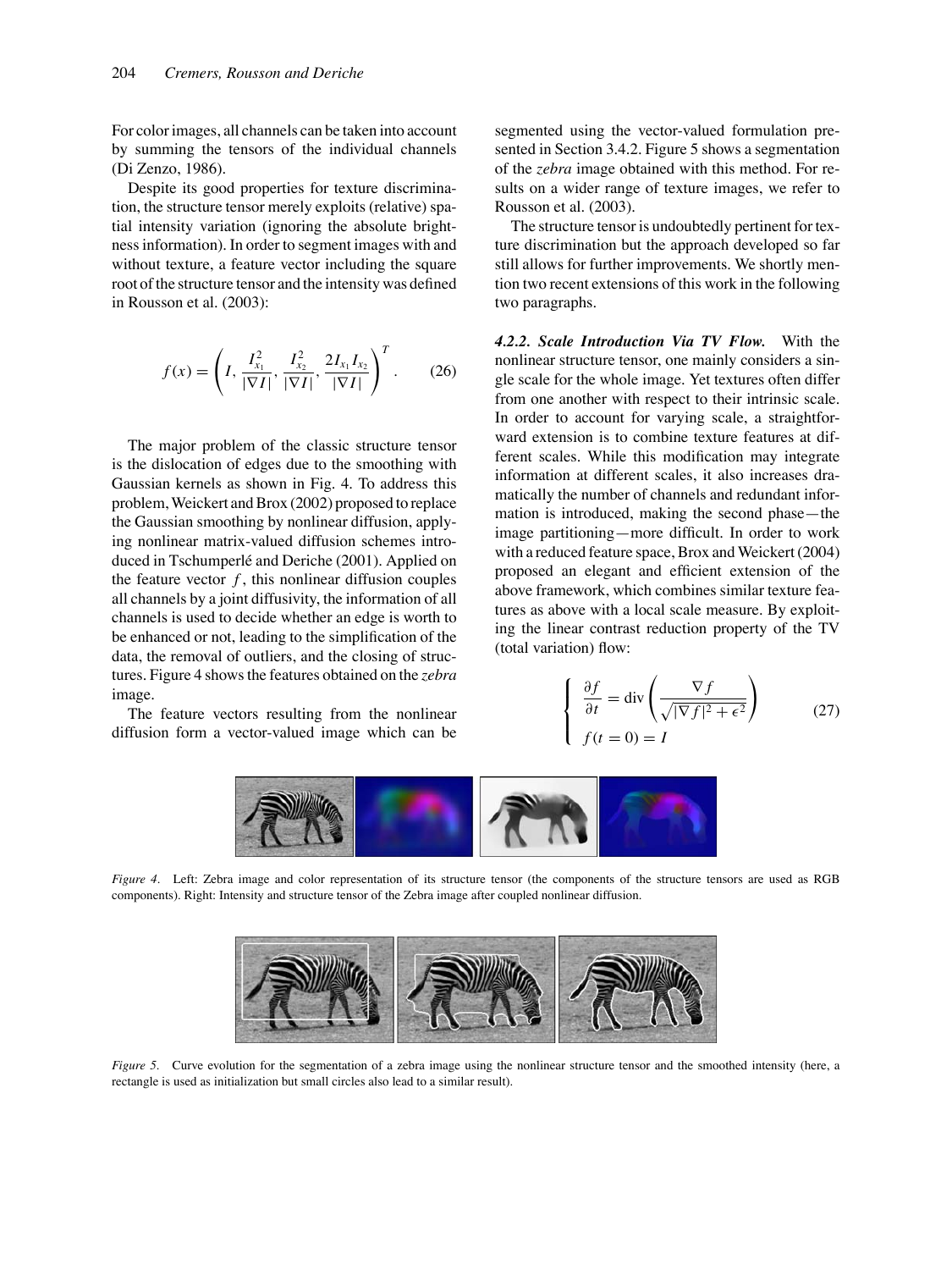For color images, all channels can be taken into account by summing the tensors of the individual channels (Di Zenzo, 1986).

Despite its good properties for texture discrimination, the structure tensor merely exploits (relative) spatial intensity variation (ignoring the absolute brightness information). In order to segment images with and without texture, a feature vector including the square root of the structure tensor and the intensity was defined in Rousson et al. (2003):

$$f(x) = \left( I, \frac{I_{x_1}^2}{|\nabla I|}, \frac{I_{x_2}^2}{|\nabla I|}, \frac{2I_{x_1}I_{x_2}}{|\nabla I|} \right)^T. \tag{26}$$

The major problem of the classic structure tensor is the dislocation of edges due to the smoothing with Gaussian kernels as shown in Fig. 4. To address this problem, Weickert and Brox (2002) proposed to replace the Gaussian smoothing by nonlinear diffusion, applying nonlinear matrix-valued diffusion schemes introduced in Tschumperlé and Deriche (2001). Applied on the feature vector $f$, this nonlinear diffusion couples all channels by a joint diffusivity, the information of all channels is used to decide whether an edge is worth to be enhanced or not, leading to the simplification of the data, the removal of outliers, and the closing of structures. Figure 4 shows the features obtained on the *zebra* image.

The feature vectors resulting from the nonlinear diffusion form a vector-valued image which can be segmented using the vector-valued formulation presented in Section 3.4.2. Figure 5 shows a segmentation of the *zebra* image obtained with this method. For results on a wider range of texture images, we refer to Rousson et al. (2003).

The structure tensor is undoubtedly pertinent for texture discrimination but the approach developed so far still allows for further improvements. We shortly mention two recent extensions of this work in the following two paragraphs.

***4.2.2. Scale Introduction Via TV Flow.*** With the nonlinear structure tensor, one mainly considers a single scale for the whole image. Yet textures often differ from one another with respect to their intrinsic scale. In order to account for varying scale, a straightforward extension is to combine texture features at different scales. While this modification may integrate information at different scales, it also increases dramatically the number of channels and redundant information is introduced, making the second phase—the image partitioning—more difficult. In order to work with a reduced feature space, Brox and Weickert (2004) proposed an elegant and efficient extension of the above framework, which combines similar texture features as above with a local scale measure. By exploiting the linear contrast reduction property of the TV (total variation) flow:

$$\begin{cases} \dfrac{\partial f}{\partial t} = \operatorname{div}\left( \dfrac{\nabla f}{\sqrt{|\nabla f|^2 + \epsilon^2}} \right) \\ f(t = 0) = I \end{cases} \tag{27}$$

*Figure 4*. Left: Zebra image and color representation of its structure tensor (the components of the structure tensors are used as RGB components). Right: Intensity and structure tensor of the Zebra image after coupled nonlinear diffusion.

*Figure 5*. Curve evolution for the segmentation of a zebra image using the nonlinear structure tensor and the smoothed intensity (here, a rectangle is used as initialization but small circles also lead to a similar result).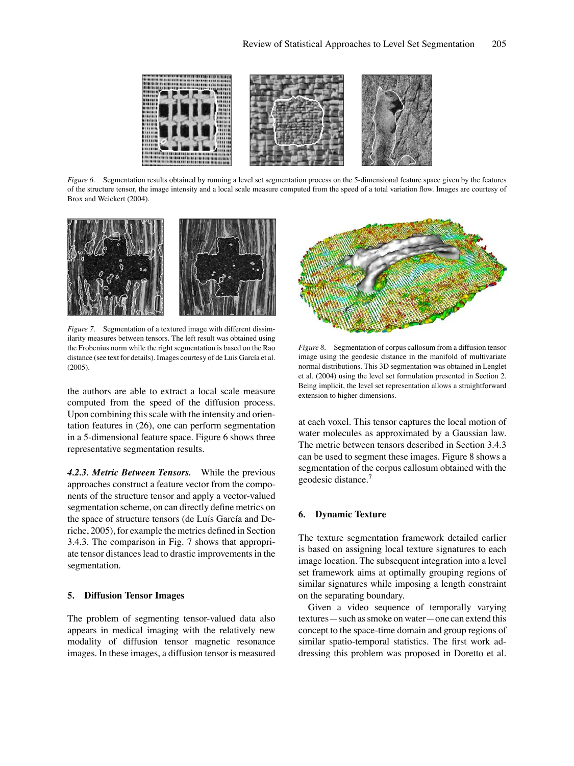*Figure 6.* Segmentation results obtained by running a level set segmentation process on the 5-dimensional feature space given by the features of the structure tensor, the image intensity and a local scale measure computed from the speed of a total variation flow. Images are courtesy of Brox and Weickert (2004).

*Figure 7.* Segmentation of a textured image with different dissimilarity measures between tensors. The left result was obtained using the Frobenius norm while the right segmentation is based on the Rao distance (see text for details). Images courtesy of de Luis García et al. (2005).

*Figure 8.* Segmentation of corpus callosum from a diffusion tensor image using the geodesic distance in the manifold of multivariate normal distributions. This 3D segmentation was obtained in Lenglet et al. (2004) using the level set formulation presented in Section 2. Being implicit, the level set representation allows a straightforward extension to higher dimensions.

the authors are able to extract a local scale measure computed from the speed of the diffusion process. Upon combining this scale with the intensity and orientation features in (26), one can perform segmentation in a 5-dimensional feature space. Figure 6 shows three representative segmentation results.

#### *4.2.3. Metric Between Tensors.*

While the previous approaches construct a feature vector from the components of the structure tensor and apply a vector-valued segmentation scheme, on can directly define metrics on the space of structure tensors (de Luís García and Deriche, 2005), for example the metrics defined in Section 3.4.3. The comparison in Fig. 7 shows that appropriate tensor distances lead to drastic improvements in the segmentation.

## 5. Diffusion Tensor Images

The problem of segmenting tensor-valued data also appears in medical imaging with the relatively new modality of diffusion tensor magnetic resonance images. In these images, a diffusion tensor is measured at each voxel. This tensor captures the local motion of water molecules as approximated by a Gaussian law. The metric between tensors described in Section 3.4.3 can be used to segment these images. Figure 8 shows a segmentation of the corpus callosum obtained with the geodesic distance.[7]

## 6. Dynamic Texture

The texture segmentation framework detailed earlier is based on assigning local texture signatures to each image location. The subsequent integration into a level set framework aims at optimally grouping regions of similar signatures while imposing a length constraint on the separating boundary.

Given a video sequence of temporally varying textures—such as smoke on water—one can extend this concept to the space-time domain and group regions of similar spatio-temporal statistics. The first work addressing this problem was proposed in Doretto et al.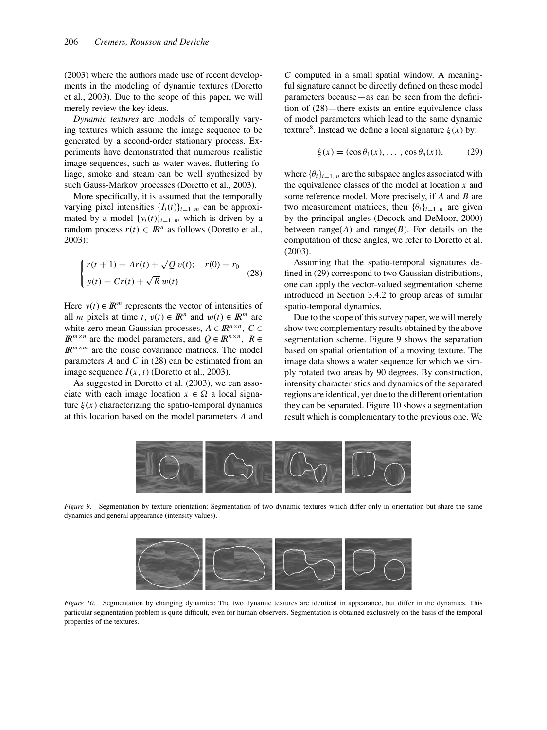(2003) where the authors made use of recent developments in the modeling of dynamic textures (Doretto et al., 2003). Due to the scope of this paper, we will merely review the key ideas.

*Dynamic textures* are models of temporally varying textures which assume the image sequence to be generated by a second-order stationary process. Experiments have demonstrated that numerous realistic image sequences, such as water waves, fluttering foliage, smoke and steam can be well synthesized by such Gauss-Markov processes (Doretto et al., 2003).

More specifically, it is assumed that the temporally varying pixel intensities $\{I_i(t)\}_{i=1..m}$ can be approximated by a model $\{y_i(t)\}_{i=1..m}$ which is driven by a random process $r(t) \in I\!R^n$ as follows (Doretto et al., 2003):

$$\begin{cases} r(t+1) = Ar(t) + \sqrt{Q}\, v(t); \quad r(0) = r_0 \\ y(t) = Cr(t) + \sqrt{R}\, w(t) \end{cases} \tag{28}$$

Here $y(t) \in I\!R^m$ represents the vector of intensities of all $m$ pixels at time $t$, $v(t) \in I\!R^n$ and $w(t) \in I\!R^m$ are white zero-mean Gaussian processes, $A \in I\!R^{n\times n}$, $C \in I\!R^{m\times n}$ are the model parameters, and $Q \in I\!R^{n\times n}$, $R \in I\!R^{m\times m}$ are the noise covariance matrices. The model parameters $A$ and $C$ in (28) can be estimated from an image sequence $I(x,t)$ (Doretto et al., 2003).

As suggested in Doretto et al. (2003), we can associate with each image location $x \in \Omega$ a local signature $\xi(x)$ characterizing the spatio-temporal dynamics at this location based on the model parameters $A$ and $C$ computed in a small spatial window. A meaningful signature cannot be directly defined on these model parameters because—as can be seen from the definition of (28)—there exists an entire equivalence class of model parameters which lead to the same dynamic texture[8]. Instead we define a local signature $\xi(x)$ by:

$$\xi(x) = (\cos\theta_1(x), \ldots, \cos\theta_n(x)), \tag{29}$$

where $\{\theta_i\}_{i=1..n}$ are the subspace angles associated with the equivalence classes of the model at location $x$ and some reference model. More precisely, if $A$ and $B$ are two measurement matrices, then $\{\theta_i\}_{i=1..n}$ are given by the principal angles (Decock and DeMoor, 2000) between range($A$) and range($B$). For details on the computation of these angles, we refer to Doretto et al. (2003).

Assuming that the spatio-temporal signatures defined in (29) correspond to two Gaussian distributions, one can apply the vector-valued segmentation scheme introduced in Section 3.4.2 to group areas of similar spatio-temporal dynamics.

Due to the scope of this survey paper, we will merely show two complementary results obtained by the above segmentation scheme. Figure 9 shows the separation based on spatial orientation of a moving texture. The image data shows a water sequence for which we simply rotated two areas by 90 degrees. By construction, intensity characteristics and dynamics of the separated regions are identical, yet due to the different orientation they can be separated. Figure 10 shows a segmentation result which is complementary to the previous one. We

*Figure 9.* Segmentation by texture orientation: Segmentation of two dynamic textures which differ only in orientation but share the same dynamics and general appearance (intensity values).

*Figure 10.* Segmentation by changing dynamics: The two dynamic textures are identical in appearance, but differ in the dynamics. This particular segmentation problem is quite difficult, even for human observers. Segmentation is obtained exclusively on the basis of the temporal properties of the textures.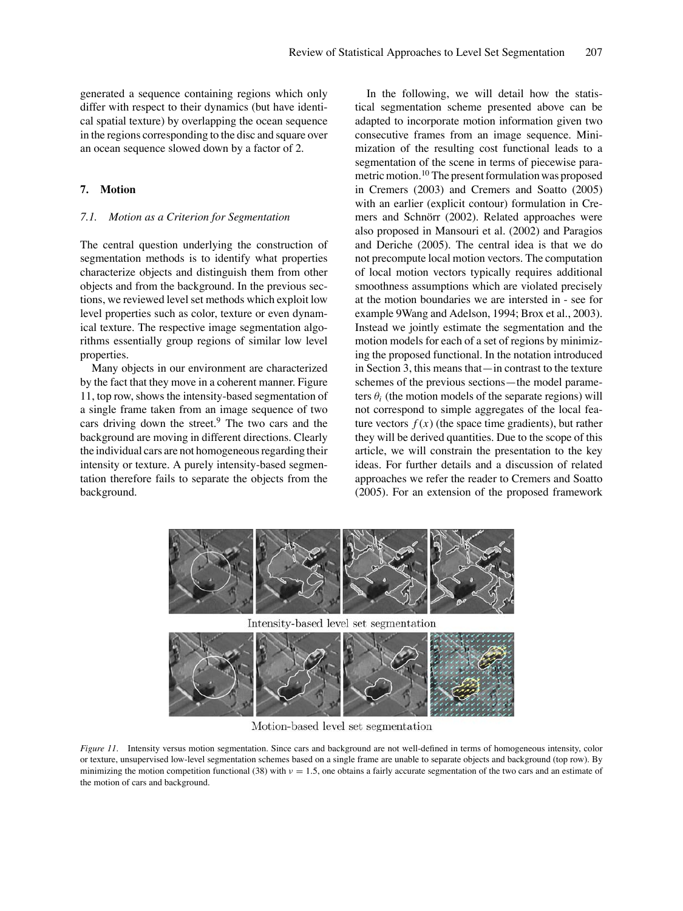generated a sequence containing regions which only differ with respect to their dynamics (but have identical spatial texture) by overlapping the ocean sequence in the regions corresponding to the disc and square over an ocean sequence slowed down by a factor of 2.

## 7. Motion

### 7.1. Motion as a Criterion for Segmentation

The central question underlying the construction of segmentation methods is to identify what properties characterize objects and distinguish them from other objects and from the background. In the previous sections, we reviewed level set methods which exploit low level properties such as color, texture or even dynamical texture. The respective image segmentation algorithms essentially group regions of similar low level properties.

Many objects in our environment are characterized by the fact that they move in a coherent manner. Figure 11, top row, shows the intensity-based segmentation of a single frame taken from an image sequence of two cars driving down the street.[9] The two cars and the background are moving in different directions. Clearly the individual cars are not homogeneous regarding their intensity or texture. A purely intensity-based segmentation therefore fails to separate the objects from the background.

In the following, we will detail how the statistical segmentation scheme presented above can be adapted to incorporate motion information given two consecutive frames from an image sequence. Minimization of the resulting cost functional leads to a segmentation of the scene in terms of piecewise parametric motion.[10] The present formulation was proposed in Cremers (2003) and Cremers and Soatto (2005) with an earlier (explicit contour) formulation in Cremers and Schnörr (2002). Related approaches were also proposed in Mansouri et al. (2002) and Paragios and Deriche (2005). The central idea is that we do not precompute local motion vectors. The computation of local motion vectors typically requires additional smoothness assumptions which are violated precisely at the motion boundaries we are intersted in - see for example 9Wang and Adelson, 1994; Brox et al., 2003). Instead we jointly estimate the segmentation and the motion models for each of a set of regions by minimizing the proposed functional. In the notation introduced in Section 3, this means that—in contrast to the texture schemes of the previous sections—the model parameters $\theta_i$ (the motion models of the separate regions) will not correspond to simple aggregates of the local feature vectors $f(x)$ (the space time gradients), but rather they will be derived quantities. Due to the scope of this article, we will constrain the presentation to the key ideas. For further details and a discussion of related approaches we refer the reader to Cremers and Soatto (2005). For an extension of the proposed framework

Intensity-based level set segmentation

Motion-based level set segmentation

*Figure 11.* Intensity versus motion segmentation. Since cars and background are not well-defined in terms of homogeneous intensity, color or texture, unsupervised low-level segmentation schemes based on a single frame are unable to separate objects and background (top row). By minimizing the motion competition functional (38) with $\nu = 1.5$, one obtains a fairly accurate segmentation of the two cars and an estimate of the motion of cars and background.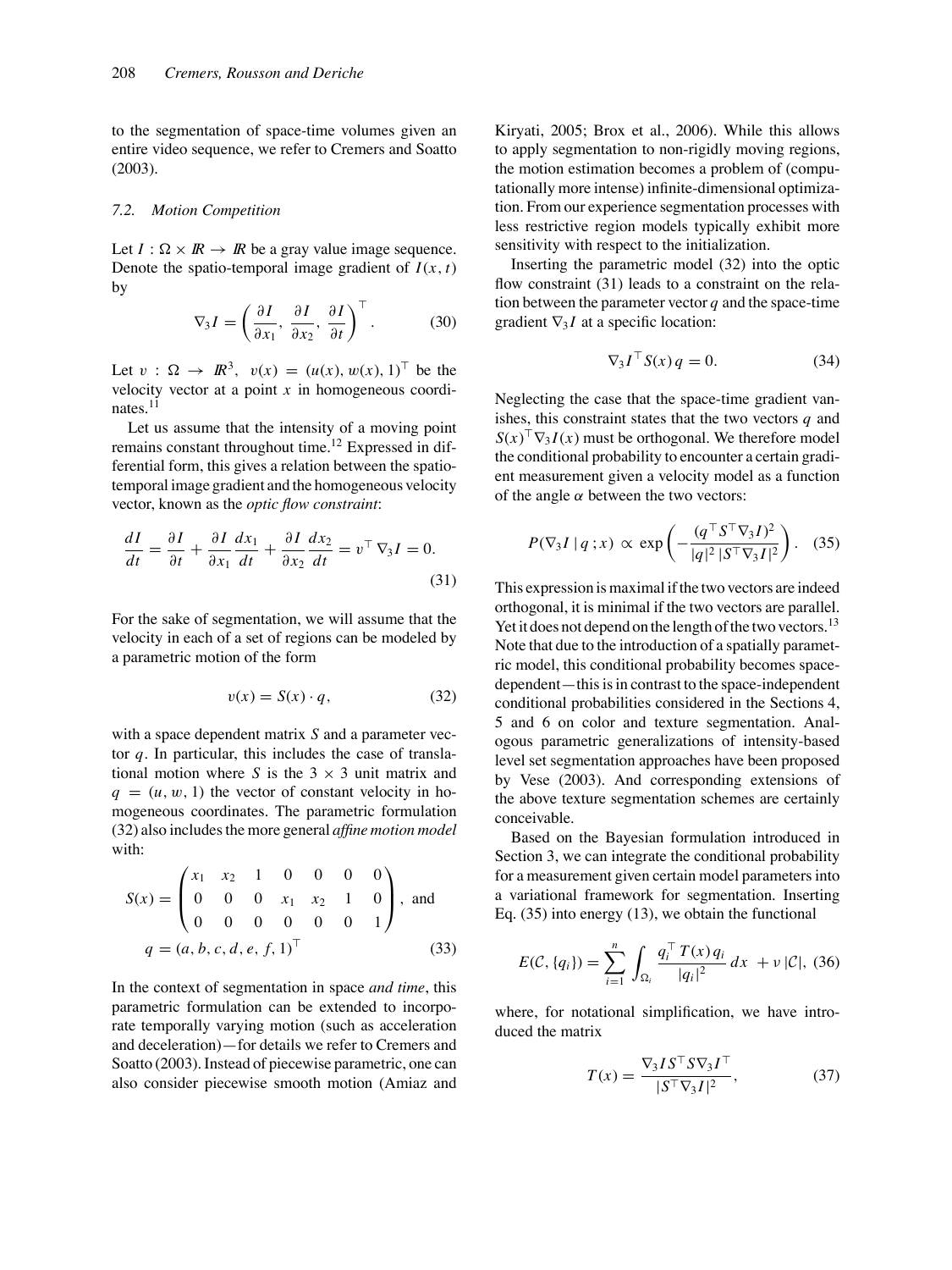to the segmentation of space-time volumes given an entire video sequence, we refer to Cremers and Soatto (2003).

### 7.2. Motion Competition

Let $I : \Omega \times \mathbb{R} \rightarrow \mathbb{R}$ be a gray value image sequence. Denote the spatio-temporal image gradient of $I(x, t)$ by

$$\nabla_3 I = \left( \frac{\partial I}{\partial x_1}, \frac{\partial I}{\partial x_2}, \frac{\partial I}{\partial t} \right)^\top. \tag{30}$$

Let $v : \Omega \rightarrow \mathbb{R}^3$, $v(x) = (u(x), w(x), 1)^\top$ be the velocity vector at a point $x$ in homogeneous coordinates.[11]

Let us assume that the intensity of a moving point remains constant throughout time.[12] Expressed in differential form, this gives a relation between the spatio-temporal image gradient and the homogeneous velocity vector, known as the *optic flow constraint*:

$$\frac{dI}{dt} = \frac{\partial I}{\partial t} + \frac{\partial I}{\partial x_1}\frac{dx_1}{dt} + \frac{\partial I}{\partial x_2}\frac{dx_2}{dt} = v^\top \nabla_3 I = 0. \tag{31}$$

For the sake of segmentation, we will assume that the velocity in each of a set of regions can be modeled by a parametric motion of the form

$$v(x) = S(x) \cdot q, \tag{32}$$

with a space dependent matrix $S$ and a parameter vector $q$. In particular, this includes the case of translational motion where $S$ is the $3 \times 3$ unit matrix and $q = (u, w, 1)$ the vector of constant velocity in homogeneous coordinates. The parametric formulation (32) also includes the more general *affine motion model* with:

$$S(x) = \begin{pmatrix} x_1 & x_2 & 1 & 0 & 0 & 0 & 0 \\ 0 & 0 & 0 & x_1 & x_2 & 1 & 0 \\ 0 & 0 & 0 & 0 & 0 & 0 & 1 \end{pmatrix}, \text{ and}$$
$$q = (a, b, c, d, e, f, 1)^\top \tag{33}$$

In the context of segmentation in space *and time*, this parametric formulation can be extended to incorporate temporally varying motion (such as acceleration and deceleration)—for details we refer to Cremers and Soatto (2003). Instead of piecewise parametric, one can also consider piecewise smooth motion (Amiaz and Kiryati, 2005; Brox et al., 2006). While this allows to apply segmentation to non-rigidly moving regions, the motion estimation becomes a problem of (computationally more intense) infinite-dimensional optimization. From our experience segmentation processes with less restrictive region models typically exhibit more sensitivity with respect to the initialization.

Inserting the parametric model (32) into the optic flow constraint (31) leads to a constraint on the relation between the parameter vector $q$ and the space-time gradient $\nabla_3 I$ at a specific location:

$$\nabla_3 I^\top S(x)\, q = 0. \tag{34}$$

Neglecting the case that the space-time gradient vanishes, this constraint states that the two vectors $q$ and $S(x)^\top \nabla_3 I(x)$ must be orthogonal. We therefore model the conditional probability to encounter a certain gradient measurement given a velocity model as a function of the angle $\alpha$ between the two vectors:

$$P(\nabla_3 I \mid q\,; x) \propto \exp\left( -\frac{(q^\top S^\top \nabla_3 I)^2}{|q|^2\, |S^\top \nabla_3 I|^2} \right). \tag{35}$$

This expression is maximal if the two vectors are indeed orthogonal, it is minimal if the two vectors are parallel. Yet it does not depend on the length of the two vectors.[13] Note that due to the introduction of a spatially parametric model, this conditional probability becomes space-dependent—this is in contrast to the space-independent conditional probabilities considered in the Sections 4, 5 and 6 on color and texture segmentation. Analogous parametric generalizations of intensity-based level set segmentation approaches have been proposed by Vese (2003). And corresponding extensions of the above texture segmentation schemes are certainly conceivable.

Based on the Bayesian formulation introduced in Section 3, we can integrate the conditional probability for a measurement given certain model parameters into a variational framework for segmentation. Inserting Eq. (35) into energy (13), we obtain the functional

$$E(\mathcal{C}, \{q_i\}) = \sum_{i=1}^{n} \int_{\Omega_i} \frac{q_i^\top T(x)\, q_i}{|q_i|^2}\, dx \; + \nu\, |\mathcal{C}|, \tag{36}$$

where, for notational simplification, we have introduced the matrix

$$T(x) = \frac{\nabla_3 I S^\top S \nabla_3 I^\top}{|S^\top \nabla_3 I|^2}, \tag{37}$$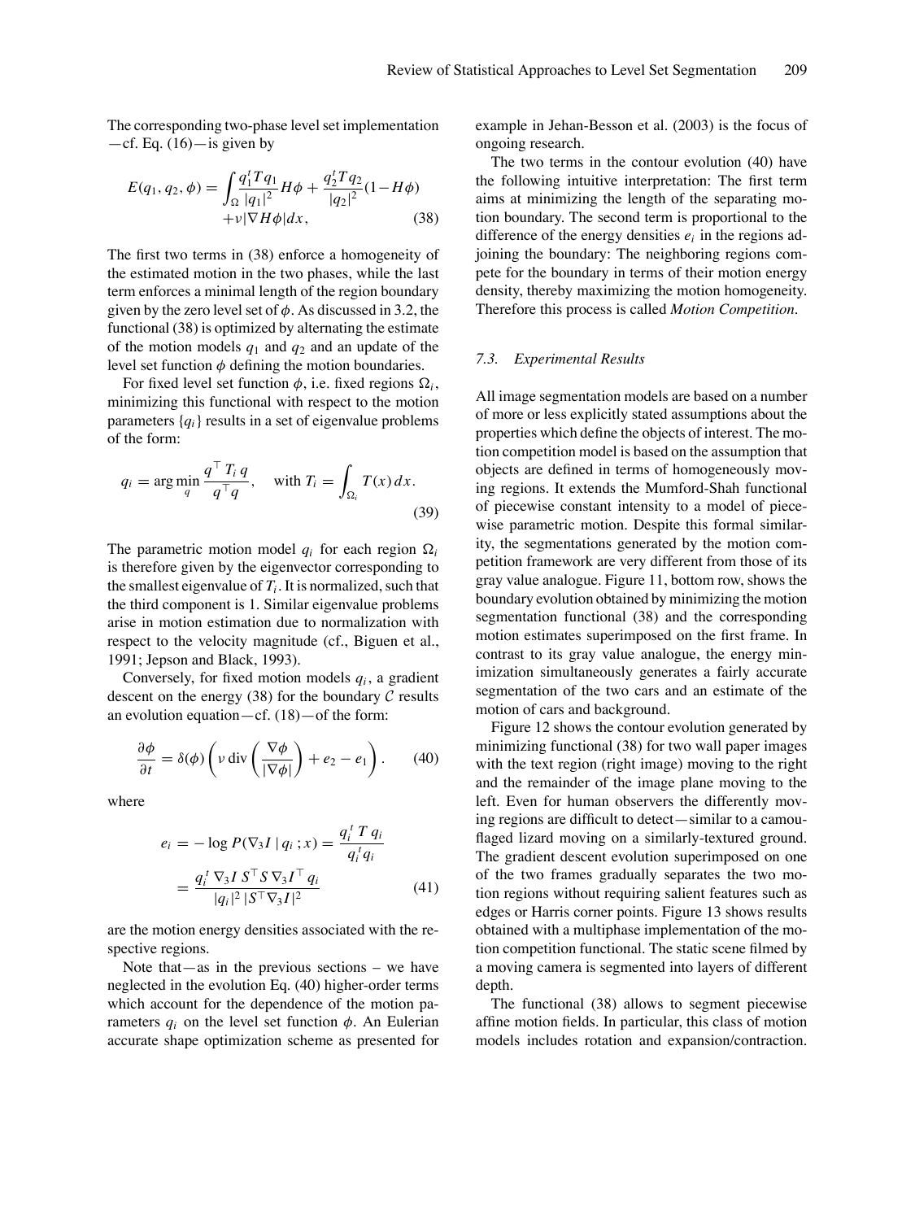The corresponding two-phase level set implementation —cf. Eq. (16)—is given by

$$E(q_1, q_2, \phi) = \int_\Omega \frac{q_1^t T q_1}{|q_1|^2} H\phi + \frac{q_2^t T q_2}{|q_2|^2}(1 - H\phi) + \nu |\nabla H\phi| dx, \tag{38}$$

The first two terms in (38) enforce a homogeneity of the estimated motion in the two phases, while the last term enforces a minimal length of the region boundary given by the zero level set of $\phi$. As discussed in 3.2, the functional (38) is optimized by alternating the estimate of the motion models $q_1$ and $q_2$ and an update of the level set function $\phi$ defining the motion boundaries.

For fixed level set function $\phi$, i.e. fixed regions $\Omega_i$, minimizing this functional with respect to the motion parameters $\{q_i\}$ results in a set of eigenvalue problems of the form:

$$q_i = \arg\min_q \frac{q^\top T_i \, q}{q^\top q}, \quad \text{with } T_i = \int_{\Omega_i} T(x)\, dx. \tag{39}$$

The parametric motion model $q_i$ for each region $\Omega_i$ is therefore given by the eigenvector corresponding to the smallest eigenvalue of $T_i$. It is normalized, such that the third component is 1. Similar eigenvalue problems arise in motion estimation due to normalization with respect to the velocity magnitude (cf., Biguen et al., 1991; Jepson and Black, 1993).

Conversely, for fixed motion models $q_i$, a gradient descent on the energy (38) for the boundary $\mathcal{C}$ results an evolution equation—cf. (18)—of the form:

$$\frac{\partial \phi}{\partial t} = \delta(\phi) \left( \nu \operatorname{div} \left( \frac{\nabla \phi}{|\nabla \phi|} \right) + e_2 - e_1 \right). \tag{40}$$

where

$$e_i = -\log P(\nabla_3 I \mid q_i\,; x) = \frac{q_i^t \, T \, q_i}{q_i^t q_i} = \frac{q_i^t \, \nabla_3 I \, S^\top S \, \nabla_3 I^\top \, q_i}{|q_i|^2 \, |S^\top \nabla_3 I|^2} \tag{41}$$

are the motion energy densities associated with the respective regions.

Note that—as in the previous sections – we have neglected in the evolution Eq. (40) higher-order terms which account for the dependence of the motion parameters $q_i$ on the level set function $\phi$. An Eulerian accurate shape optimization scheme as presented for example in Jehan-Besson et al. (2003) is the focus of ongoing research.

The two terms in the contour evolution (40) have the following intuitive interpretation: The first term aims at minimizing the length of the separating motion boundary. The second term is proportional to the difference of the energy densities $e_i$ in the regions adjoining the boundary: The neighboring regions compete for the boundary in terms of their motion energy density, thereby maximizing the motion homogeneity. Therefore this process is called *Motion Competition*.

### 7.3. Experimental Results

All image segmentation models are based on a number of more or less explicitly stated assumptions about the properties which define the objects of interest. The motion competition model is based on the assumption that objects are defined in terms of homogeneously moving regions. It extends the Mumford-Shah functional of piecewise constant intensity to a model of piecewise parametric motion. Despite this formal similarity, the segmentations generated by the motion competition framework are very different from those of its gray value analogue. Figure 11, bottom row, shows the boundary evolution obtained by minimizing the motion segmentation functional (38) and the corresponding motion estimates superimposed on the first frame. In contrast to its gray value analogue, the energy minimization simultaneously generates a fairly accurate segmentation of the two cars and an estimate of the motion of cars and background.

Figure 12 shows the contour evolution generated by minimizing functional (38) for two wall paper images with the text region (right image) moving to the right and the remainder of the image plane moving to the left. Even for human observers the differently moving regions are difficult to detect—similar to a camouflaged lizard moving on a similarly-textured ground. The gradient descent evolution superimposed on one of the two frames gradually separates the two motion regions without requiring salient features such as edges or Harris corner points. Figure 13 shows results obtained with a multiphase implementation of the motion competition functional. The static scene filmed by a moving camera is segmented into layers of different depth.

The functional (38) allows to segment piecewise affine motion fields. In particular, this class of motion models includes rotation and expansion/contraction.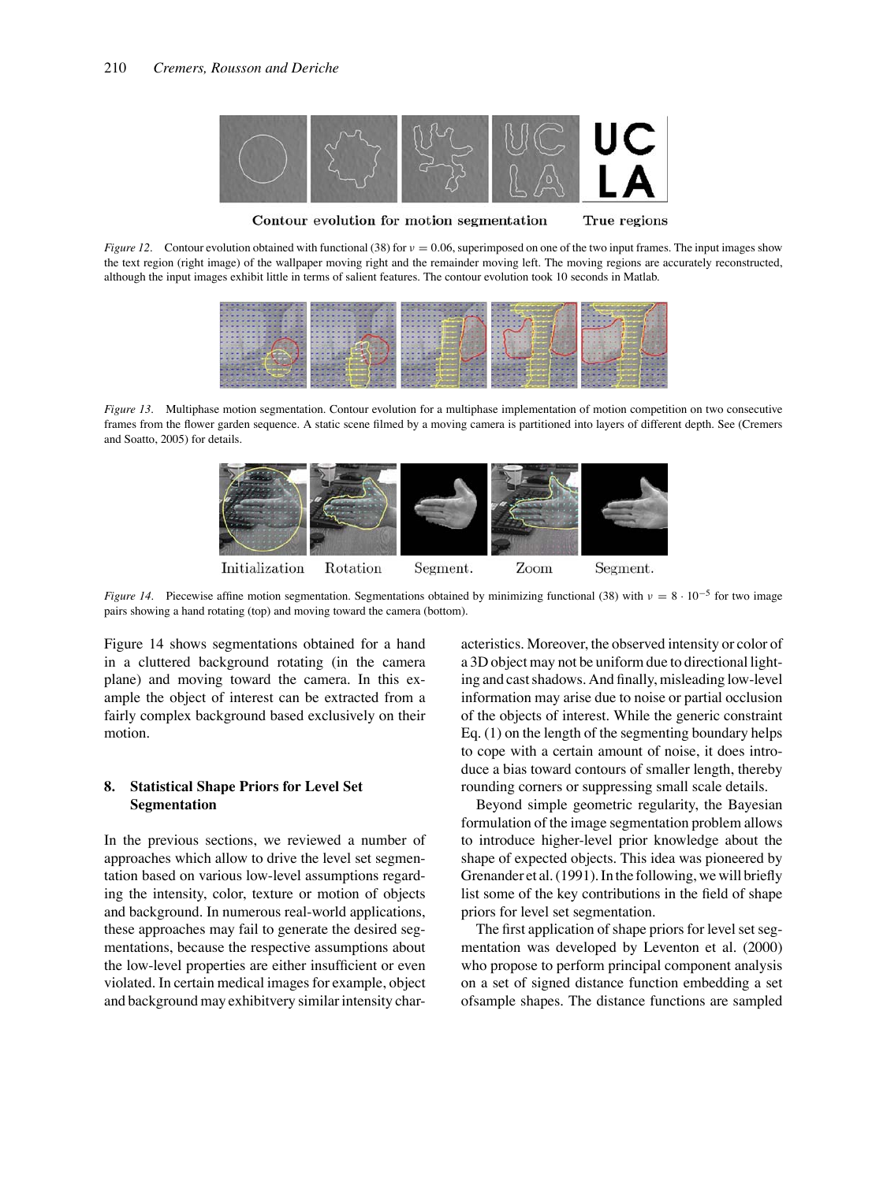Contour evolution for motion segmentation    True regions

*Figure 12*. Contour evolution obtained with functional (38) for $\nu = 0.06$, superimposed on one of the two input frames. The input images show the text region (right image) of the wallpaper moving right and the remainder moving left. The moving regions are accurately reconstructed, although the input images exhibit little in terms of salient features. The contour evolution took 10 seconds in Matlab.

*Figure 13*. Multiphase motion segmentation. Contour evolution for a multiphase implementation of motion competition on two consecutive frames from the flower garden sequence. A static scene filmed by a moving camera is partitioned into layers of different depth. See (Cremers and Soatto, 2005) for details.

Initialization    Rotation    Segment.    Zoom    Segment.

*Figure 14*. Piecewise affine motion segmentation. Segmentations obtained by minimizing functional (38) with $\nu = 8 \cdot 10^{-5}$ for two image pairs showing a hand rotating (top) and moving toward the camera (bottom).

Figure 14 shows segmentations obtained for a hand in a cluttered background rotating (in the camera plane) and moving toward the camera. In this example the object of interest can be extracted from a fairly complex background based exclusively on their motion.

## 8. Statistical Shape Priors for Level Set Segmentation

In the previous sections, we reviewed a number of approaches which allow to drive the level set segmentation based on various low-level assumptions regarding the intensity, color, texture or motion of objects and background. In numerous real-world applications, these approaches may fail to generate the desired segmentations, because the respective assumptions about the low-level properties are either insufficient or even violated. In certain medical images for example, object and background may exhibitvery similar intensity characteristics. Moreover, the observed intensity or color of a 3D object may not be uniform due to directional lighting and cast shadows. And finally, misleading low-level information may arise due to noise or partial occlusion of the objects of interest. While the generic constraint Eq. (1) on the length of the segmenting boundary helps to cope with a certain amount of noise, it does introduce a bias toward contours of smaller length, thereby rounding corners or suppressing small scale details.

Beyond simple geometric regularity, the Bayesian formulation of the image segmentation problem allows to introduce higher-level prior knowledge about the shape of expected objects. This idea was pioneered by Grenander et al. (1991). In the following, we will briefly list some of the key contributions in the field of shape priors for level set segmentation.

The first application of shape priors for level set segmentation was developed by Leventon et al. (2000) who propose to perform principal component analysis on a set of signed distance function embedding a set ofsample shapes. The distance functions are sampled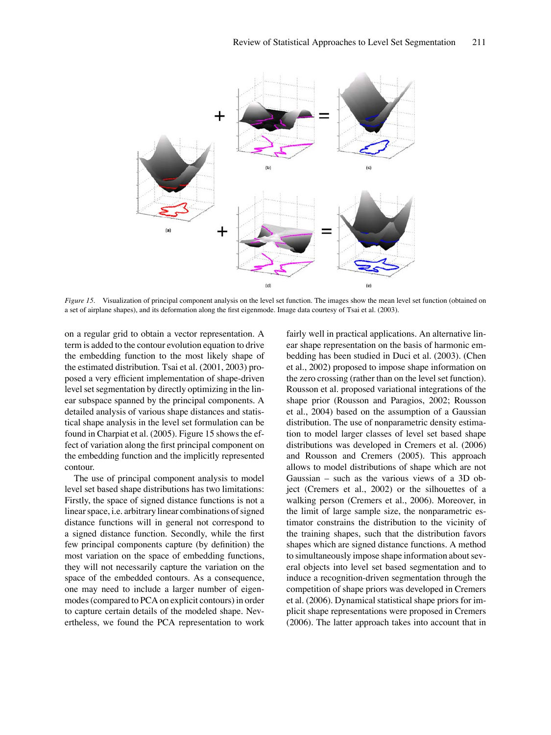*Figure 15*. Visualization of principal component analysis on the level set function. The images show the mean level set function (obtained on a set of airplane shapes), and its deformation along the first eigenmode. Image data courtesy of Tsai et al. (2003).

on a regular grid to obtain a vector representation. A term is added to the contour evolution equation to drive the embedding function to the most likely shape of the estimated distribution. Tsai et al. (2001, 2003) proposed a very efficient implementation of shape-driven level set segmentation by directly optimizing in the linear subspace spanned by the principal components. A detailed analysis of various shape distances and statistical shape analysis in the level set formulation can be found in Charpiat et al. (2005). Figure 15 shows the effect of variation along the first principal component on the embedding function and the implicitly represented contour.

The use of principal component analysis to model level set based shape distributions has two limitations: Firstly, the space of signed distance functions is not a linear space, i.e. arbitrary linear combinations of signed distance functions will in general not correspond to a signed distance function. Secondly, while the first few principal components capture (by definition) the most variation on the space of embedding functions, they will not necessarily capture the variation on the space of the embedded contours. As a consequence, one may need to include a larger number of eigenmodes (compared to PCA on explicit contours) in order to capture certain details of the modeled shape. Nevertheless, we found the PCA representation to work fairly well in practical applications. An alternative linear shape representation on the basis of harmonic embedding has been studied in Duci et al. (2003). (Chen et al., 2002) proposed to impose shape information on the zero crossing (rather than on the level set function). Rousson et al. proposed variational integrations of the shape prior (Rousson and Paragios, 2002; Rousson et al., 2004) based on the assumption of a Gaussian distribution. The use of nonparametric density estimation to model larger classes of level set based shape distributions was developed in Cremers et al. (2006) and Rousson and Cremers (2005). This approach allows to model distributions of shape which are not Gaussian – such as the various views of a 3D object (Cremers et al., 2002) or the silhouettes of a walking person (Cremers et al., 2006). Moreover, in the limit of large sample size, the nonparametric estimator constrains the distribution to the vicinity of the training shapes, such that the distribution favors shapes which are signed distance functions. A method to simultaneously impose shape information about several objects into level set based segmentation and to induce a recognition-driven segmentation through the competition of shape priors was developed in Cremers et al. (2006). Dynamical statistical shape priors for implicit shape representations were proposed in Cremers (2006). The latter approach takes into account that in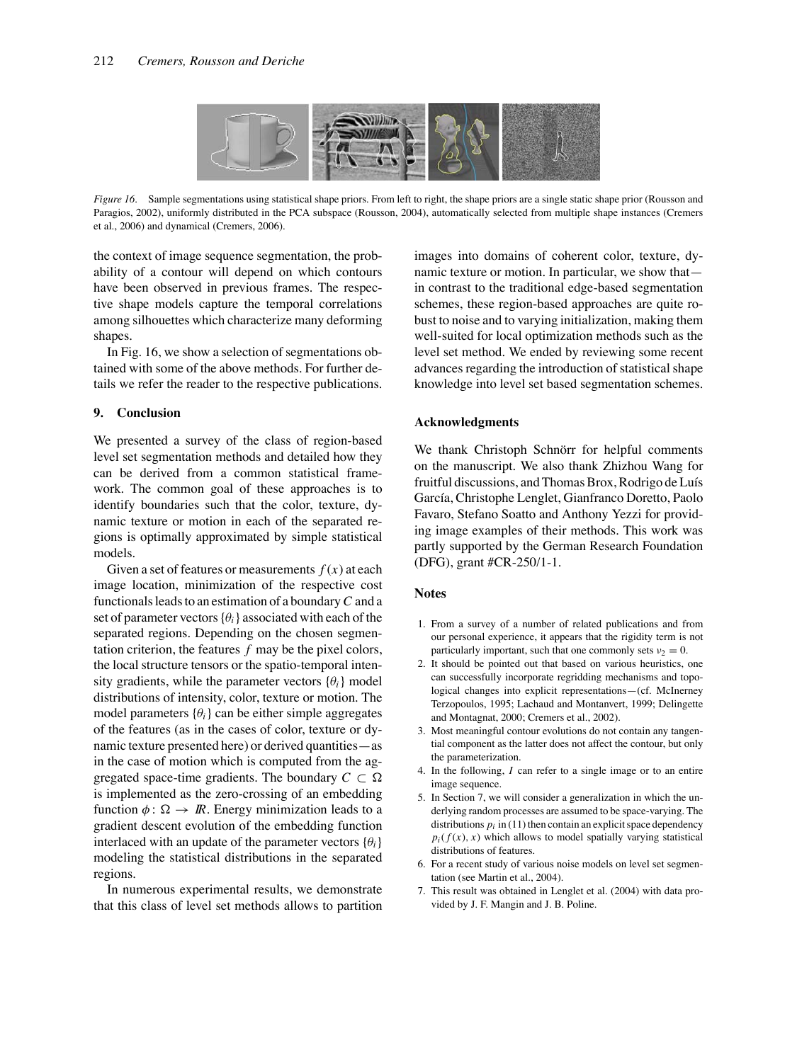*Figure 16*. Sample segmentations using statistical shape priors. From left to right, the shape priors are a single static shape prior (Rousson and Paragios, 2002), uniformly distributed in the PCA subspace (Rousson, 2004), automatically selected from multiple shape instances (Cremers et al., 2006) and dynamical (Cremers, 2006).

the context of image sequence segmentation, the probability of a contour will depend on which contours have been observed in previous frames. The respective shape models capture the temporal correlations among silhouettes which characterize many deforming shapes.

In Fig. 16, we show a selection of segmentations obtained with some of the above methods. For further details we refer the reader to the respective publications.

## 9. Conclusion

We presented a survey of the class of region-based level set segmentation methods and detailed how they can be derived from a common statistical framework. The common goal of these approaches is to identify boundaries such that the color, texture, dynamic texture or motion in each of the separated regions is optimally approximated by simple statistical models.

Given a set of features or measurements $f(x)$ at each image location, minimization of the respective cost functionals leads to an estimation of a boundary $C$ and a set of parameter vectors $\{\theta_i\}$ associated with each of the separated regions. Depending on the chosen segmentation criterion, the features $f$ may be the pixel colors, the local structure tensors or the spatio-temporal intensity gradients, while the parameter vectors $\{\theta_i\}$ model distributions of intensity, color, texture or motion. The model parameters $\{\theta_i\}$ can be either simple aggregates of the features (as in the cases of color, texture or dynamic texture presented here) or derived quantities—as in the case of motion which is computed from the aggregated space-time gradients. The boundary $C \subset \Omega$ is implemented as the zero-crossing of an embedding function $\phi : \Omega \to \mathbb{R}$. Energy minimization leads to a gradient descent evolution of the embedding function interlaced with an update of the parameter vectors $\{\theta_i\}$ modeling the statistical distributions in the separated regions.

In numerous experimental results, we demonstrate that this class of level set methods allows to partition images into domains of coherent color, texture, dynamic texture or motion. In particular, we show that—in contrast to the traditional edge-based segmentation schemes, these region-based approaches are quite robust to noise and to varying initialization, making them well-suited for local optimization methods such as the level set method. We ended by reviewing some recent advances regarding the introduction of statistical shape knowledge into level set based segmentation schemes.

### Acknowledgments

We thank Christoph Schnörr for helpful comments on the manuscript. We also thank Zhizhou Wang for fruitful discussions, and Thomas Brox, Rodrigo de Luís García, Christophe Lenglet, Gianfranco Doretto, Paolo Favaro, Stefano Soatto and Anthony Yezzi for providing image examples of their methods. This work was partly supported by the German Research Foundation (DFG), grant #CR-250/1-1.

### Notes

1. From a survey of a number of related publications and from our personal experience, it appears that the rigidity term is not particularly important, such that one commonly sets $\nu_2 = 0$.
2. It should be pointed out that based on various heuristics, one can successfully incorporate regridding mechanisms and topological changes into explicit representations—(cf. McInerney Terzopoulos, 1995; Lachaud and Montanvert, 1999; Delingette and Montagnat, 2000; Cremers et al., 2002).
3. Most meaningful contour evolutions do not contain any tangential component as the latter does not affect the contour, but only the parameterization.
4. In the following, $I$ can refer to a single image or to an entire image sequence.
5. In Section 7, we will consider a generalization in which the underlying random processes are assumed to be space-varying. The distributions $p_i$ in (11) then contain an explicit space dependency $p_i(f(x), x)$ which allows to model spatially varying statistical distributions of features.
6. For a recent study of various noise models on level set segmentation (see Martin et al., 2004).
7. This result was obtained in Lenglet et al. (2004) with data provided by J. F. Mangin and J. B. Poline.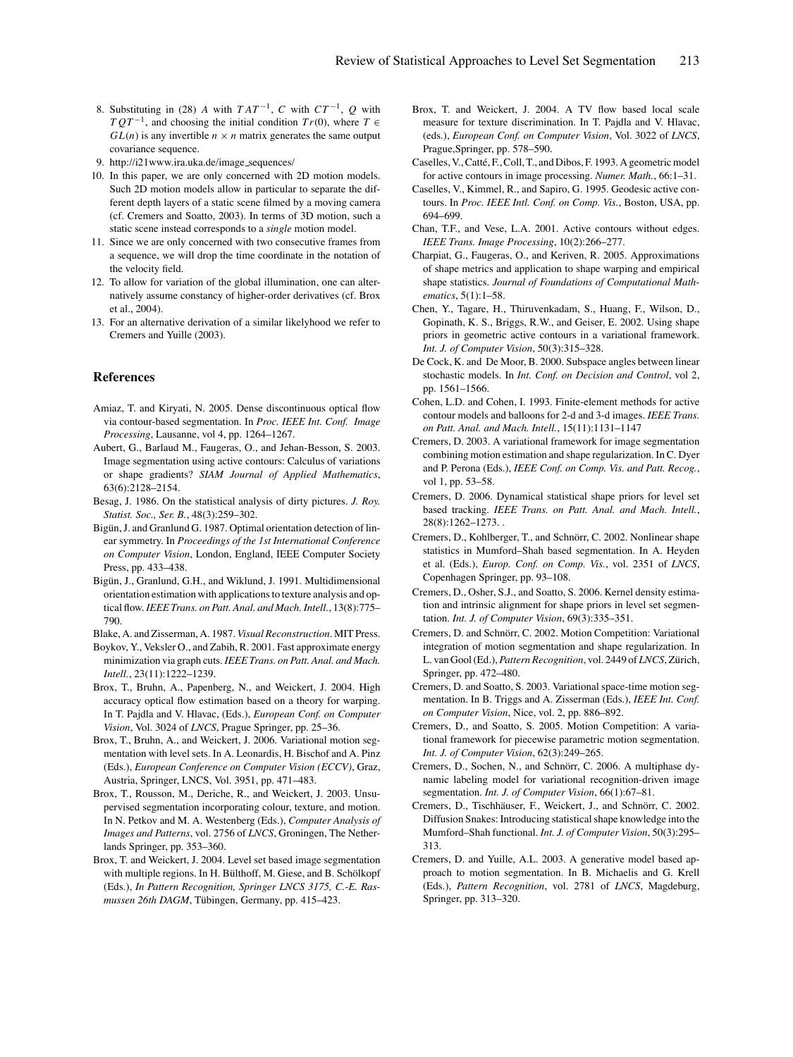8. Substituting in (28) $A$ with $TAT^{-1}$, $C$ with $CT^{-1}$, $Q$ with $TQT^{-1}$, and choosing the initial condition $Tr(0)$, where $T \in GL(n)$ is any invertible $n \times n$ matrix generates the same output covariance sequence.
9. http://i21www.ira.uka.de/image_sequences/
10. In this paper, we are only concerned with 2D motion models. Such 2D motion models allow in particular to separate the different depth layers of a static scene filmed by a moving camera (cf. Cremers and Soatto, 2003). In terms of 3D motion, such a static scene instead corresponds to a *single* motion model.
11. Since we are only concerned with two consecutive frames from a sequence, we will drop the time coordinate in the notation of the velocity field.
12. To allow for variation of the global illumination, one can alternatively assume constancy of higher-order derivatives (cf. Brox et al., 2004).
13. For an alternative derivation of a similar likelyhood we refer to Cremers and Yuille (2003).

## References

Amiaz, T. and Kiryati, N. 2005. Dense discontinuous optical flow via contour-based segmentation. In *Proc. IEEE Int. Conf. Image Processing*, Lausanne, vol 4, pp. 1264–1267.

Aubert, G., Barlaud M., Faugeras, O., and Jehan-Besson, S. 2003. Image segmentation using active contours: Calculus of variations or shape gradients? *SIAM Journal of Applied Mathematics*, 63(6):2128–2154.

Besag, J. 1986. On the statistical analysis of dirty pictures. *J. Roy. Statist. Soc., Ser. B.*, 48(3):259–302.

Bigün, J. and Granlund G. 1987. Optimal orientation detection of linear symmetry. In *Proceedings of the 1st International Conference on Computer Vision*, London, England, IEEE Computer Society Press, pp. 433–438.

Bigün, J., Granlund, G.H., and Wiklund, J. 1991. Multidimensional orientation estimation with applications to texture analysis and optical flow. *IEEE Trans. on Patt. Anal. and Mach. Intell.*, 13(8):775–790.

Blake, A. and Zisserman, A. 1987. *Visual Reconstruction*. MIT Press.

Boykov, Y., Veksler O., and Zabih, R. 2001. Fast approximate energy minimization via graph cuts. *IEEE Trans. on Patt. Anal. and Mach. Intell.*, 23(11):1222–1239.

Brox, T., Bruhn, A., Papenberg, N., and Weickert, J. 2004. High accuracy optical flow estimation based on a theory for warping. In T. Pajdla and V. Hlavac, (Eds.), *European Conf. on Computer Vision*, Vol. 3024 of *LNCS*, Prague Springer, pp. 25–36.

Brox, T., Bruhn, A., and Weickert, J. 2006. Variational motion segmentation with level sets. In A. Leonardis, H. Bischof and A. Pinz (Eds.), *European Conference on Computer Vision (ECCV)*, Graz, Austria, Springer, LNCS, Vol. 3951, pp. 471–483.

Brox, T., Rousson, M., Deriche, R., and Weickert, J. 2003. Unsupervised segmentation incorporating colour, texture, and motion. In N. Petkov and M. A. Westenberg (Eds.), *Computer Analysis of Images and Patterns*, vol. 2756 of *LNCS*, Groningen, The Netherlands Springer, pp. 353–360.

Brox, T. and Weickert, J. 2004. Level set based image segmentation with multiple regions. In H. Bülthoff, M. Giese, and B. Schölkopf (Eds.), *In Pattern Recognition, Springer LNCS 3175, C.-E. Rasmussen 26th DAGM*, Tübingen, Germany, pp. 415–423.

Brox, T. and Weickert, J. 2004. A TV flow based local scale measure for texture discrimination. In T. Pajdla and V. Hlavac, (eds.), *European Conf. on Computer Vision*, Vol. 3022 of *LNCS*, Prague,Springer, pp. 578–590.

Caselles, V., Catté, F., Coll, T., and Dibos, F. 1993. A geometric model for active contours in image processing. *Numer. Math.*, 66:1–31.

Caselles, V., Kimmel, R., and Sapiro, G. 1995. Geodesic active contours. In *Proc. IEEE Intl. Conf. on Comp. Vis.*, Boston, USA, pp. 694–699.

Chan, T.F., and Vese, L.A. 2001. Active contours without edges. *IEEE Trans. Image Processing*, 10(2):266–277.

Charpiat, G., Faugeras, O., and Keriven, R. 2005. Approximations of shape metrics and application to shape warping and empirical shape statistics. *Journal of Foundations of Computational Mathematics*, 5(1):1–58.

Chen, Y., Tagare, H., Thiruvenkadam, S., Huang, F., Wilson, D., Gopinath, K. S., Briggs, R.W., and Geiser, E. 2002. Using shape priors in geometric active contours in a variational framework. *Int. J. of Computer Vision*, 50(3):315–328.

De Cock, K. and De Moor, B. 2000. Subspace angles between linear stochastic models. In *Int. Conf. on Decision and Control*, vol 2, pp. 1561–1566.

Cohen, L.D. and Cohen, I. 1993. Finite-element methods for active contour models and balloons for 2-d and 3-d images. *IEEE Trans. on Patt. Anal. and Mach. Intell.*, 15(11):1131–1147

Cremers, D. 2003. A variational framework for image segmentation combining motion estimation and shape regularization. In C. Dyer and P. Perona (Eds.), *IEEE Conf. on Comp. Vis. and Patt. Recog.*, vol 1, pp. 53–58.

Cremers, D. 2006. Dynamical statistical shape priors for level set based tracking. *IEEE Trans. on Patt. Anal. and Mach. Intell.*, 28(8):1262–1273. .

Cremers, D., Kohlberger, T., and Schnörr, C. 2002. Nonlinear shape statistics in Mumford–Shah based segmentation. In A. Heyden et al. (Eds.), *Europ. Conf. on Comp. Vis.*, vol. 2351 of *LNCS*, Copenhagen Springer, pp. 93–108.

Cremers, D., Osher, S.J., and Soatto, S. 2006. Kernel density estimation and intrinsic alignment for shape priors in level set segmentation. *Int. J. of Computer Vision*, 69(3):335–351.

Cremers, D. and Schnörr, C. 2002. Motion Competition: Variational integration of motion segmentation and shape regularization. In L. van Gool (Ed.), *Pattern Recognition*, vol. 2449 of *LNCS*, Zürich, Springer, pp. 472–480.

Cremers, D. and Soatto, S. 2003. Variational space-time motion segmentation. In B. Triggs and A. Zisserman (Eds.), *IEEE Int. Conf. on Computer Vision*, Nice, vol. 2, pp. 886–892.

Cremers, D., and Soatto, S. 2005. Motion Competition: A variational framework for piecewise parametric motion segmentation. *Int. J. of Computer Vision*, 62(3):249–265.

Cremers, D., Sochen, N., and Schnörr, C. 2006. A multiphase dynamic labeling model for variational recognition-driven image segmentation. *Int. J. of Computer Vision*, 66(1):67–81.

Cremers, D., Tischhäuser, F., Weickert, J., and Schnörr, C. 2002. Diffusion Snakes: Introducing statistical shape knowledge into the Mumford–Shah functional. *Int. J. of Computer Vision*, 50(3):295–313.

Cremers, D. and Yuille, A.L. 2003. A generative model based approach to motion segmentation. In B. Michaelis and G. Krell (Eds.), *Pattern Recognition*, vol. 2781 of *LNCS*, Magdeburg, Springer, pp. 313–320.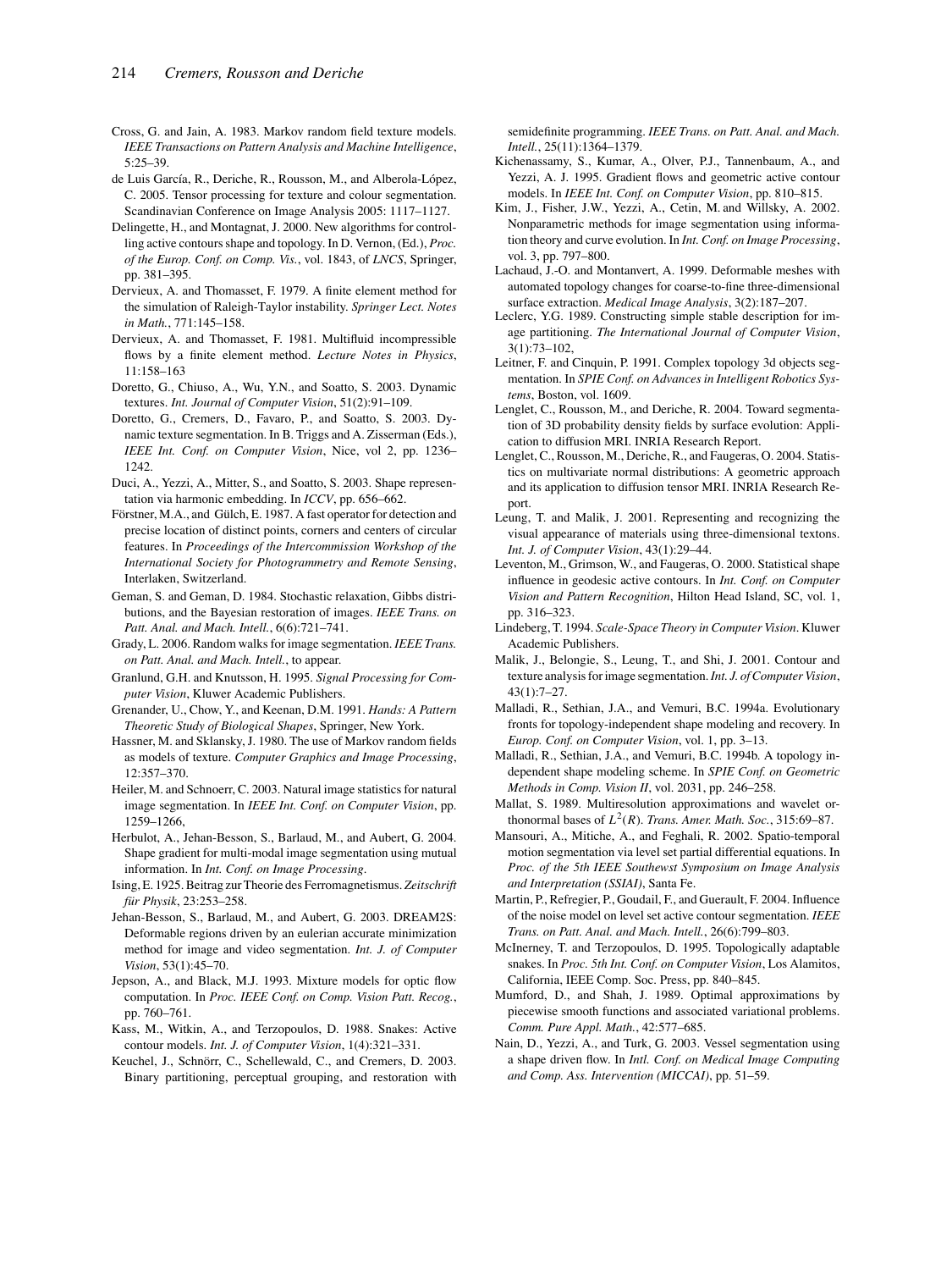Cross, G. and Jain, A. 1983. Markov random field texture models. *IEEE Transactions on Pattern Analysis and Machine Intelligence*, 5:25–39.

de Luis García, R., Deriche, R., Rousson, M., and Alberola-López, C. 2005. Tensor processing for texture and colour segmentation. Scandinavian Conference on Image Analysis 2005: 1117–1127.

Delingette, H., and Montagnat, J. 2000. New algorithms for controlling active contours shape and topology. In D. Vernon, (Ed.), *Proc. of the Europ. Conf. on Comp. Vis.*, vol. 1843, of *LNCS*, Springer, pp. 381–395.

Dervieux, A. and Thomasset, F. 1979. A finite element method for the simulation of Raleigh-Taylor instability. *Springer Lect. Notes in Math.*, 771:145–158.

Dervieux, A. and Thomasset, F. 1981. Multifluid incompressible flows by a finite element method. *Lecture Notes in Physics*, 11:158–163

Doretto, G., Chiuso, A., Wu, Y.N., and Soatto, S. 2003. Dynamic textures. *Int. Journal of Computer Vision*, 51(2):91–109.

Doretto, G., Cremers, D., Favaro, P., and Soatto, S. 2003. Dynamic texture segmentation. In B. Triggs and A. Zisserman (Eds.), *IEEE Int. Conf. on Computer Vision*, Nice, vol 2, pp. 1236–1242.

Duci, A., Yezzi, A., Mitter, S., and Soatto, S. 2003. Shape representation via harmonic embedding. In *ICCV*, pp. 656–662.

Förstner, M.A., and Gülch, E. 1987. A fast operator for detection and precise location of distinct points, corners and centers of circular features. In *Proceedings of the Intercommission Workshop of the International Society for Photogrammetry and Remote Sensing*, Interlaken, Switzerland.

Geman, S. and Geman, D. 1984. Stochastic relaxation, Gibbs distributions, and the Bayesian restoration of images. *IEEE Trans. on Patt. Anal. and Mach. Intell.*, 6(6):721–741.

Grady, L. 2006. Random walks for image segmentation. *IEEE Trans. on Patt. Anal. and Mach. Intell.*, to appear.

Granlund, G.H. and Knutsson, H. 1995. *Signal Processing for Computer Vision*, Kluwer Academic Publishers.

Grenander, U., Chow, Y., and Keenan, D.M. 1991. *Hands: A Pattern Theoretic Study of Biological Shapes*, Springer, New York.

Hassner, M. and Sklansky, J. 1980. The use of Markov random fields as models of texture. *Computer Graphics and Image Processing*, 12:357–370.

Heiler, M. and Schnoerr, C. 2003. Natural image statistics for natural image segmentation. In *IEEE Int. Conf. on Computer Vision*, pp. 1259–1266,

Herbulot, A., Jehan-Besson, S., Barlaud, M., and Aubert, G. 2004. Shape gradient for multi-modal image segmentation using mutual information. In *Int. Conf. on Image Processing*.

Ising, E. 1925. Beitrag zur Theorie des Ferromagnetismus. *Zeitschrift für Physik*, 23:253–258.

Jehan-Besson, S., Barlaud, M., and Aubert, G. 2003. DREAM2S: Deformable regions driven by an eulerian accurate minimization method for image and video segmentation. *Int. J. of Computer Vision*, 53(1):45–70.

Jepson, A., and Black, M.J. 1993. Mixture models for optic flow computation. In *Proc. IEEE Conf. on Comp. Vision Patt. Recog.*, pp. 760–761.

Kass, M., Witkin, A., and Terzopoulos, D. 1988. Snakes: Active contour models. *Int. J. of Computer Vision*, 1(4):321–331.

Keuchel, J., Schnörr, C., Schellewald, C., and Cremers, D. 2003. Binary partitioning, perceptual grouping, and restoration with semidefinite programming. *IEEE Trans. on Patt. Anal. and Mach. Intell.*, 25(11):1364–1379.

Kichenassamy, S., Kumar, A., Olver, P.J., Tannenbaum, A., and Yezzi, A. J. 1995. Gradient flows and geometric active contour models. In *IEEE Int. Conf. on Computer Vision*, pp. 810–815.

Kim, J., Fisher, J.W., Yezzi, A., Cetin, M. and Willsky, A. 2002. Nonparametric methods for image segmentation using information theory and curve evolution. In *Int. Conf. on Image Processing*, vol. 3, pp. 797–800.

Lachaud, J.-O. and Montanvert, A. 1999. Deformable meshes with automated topology changes for coarse-to-fine three-dimensional surface extraction. *Medical Image Analysis*, 3(2):187–207.

Leclerc, Y.G. 1989. Constructing simple stable description for image partitioning. *The International Journal of Computer Vision*, 3(1):73–102,

Leitner, F. and Cinquin, P. 1991. Complex topology 3d objects segmentation. In *SPIE Conf. on Advances in Intelligent Robotics Systems*, Boston, vol. 1609.

Lenglet, C., Rousson, M., and Deriche, R. 2004. Toward segmentation of 3D probability density fields by surface evolution: Application to diffusion MRI. INRIA Research Report.

Lenglet, C., Rousson, M., Deriche, R., and Faugeras, O. 2004. Statistics on multivariate normal distributions: A geometric approach and its application to diffusion tensor MRI. INRIA Research Report.

Leung, T. and Malik, J. 2001. Representing and recognizing the visual appearance of materials using three-dimensional textons. *Int. J. of Computer Vision*, 43(1):29–44.

Leventon, M., Grimson, W., and Faugeras, O. 2000. Statistical shape influence in geodesic active contours. In *Int. Conf. on Computer Vision and Pattern Recognition*, Hilton Head Island, SC, vol. 1, pp. 316–323.

Lindeberg, T. 1994. *Scale-Space Theory in Computer Vision*. Kluwer Academic Publishers.

Malik, J., Belongie, S., Leung, T., and Shi, J. 2001. Contour and texture analysis for image segmentation. *Int. J. of Computer Vision*, 43(1):7–27.

Malladi, R., Sethian, J.A., and Vemuri, B.C. 1994a. Evolutionary fronts for topology-independent shape modeling and recovery. In *Europ. Conf. on Computer Vision*, vol. 1, pp. 3–13.

Malladi, R., Sethian, J.A., and Vemuri, B.C. 1994b. A topology independent shape modeling scheme. In *SPIE Conf. on Geometric Methods in Comp. Vision II*, vol. 2031, pp. 246–258.

Mallat, S. 1989. Multiresolution approximations and wavelet orthonormal bases of $L^2(R)$. *Trans. Amer. Math. Soc.*, 315:69–87.

Mansouri, A., Mitiche, A., and Feghali, R. 2002. Spatio-temporal motion segmentation via level set partial differential equations. In *Proc. of the 5th IEEE Southewst Symposium on Image Analysis and Interpretation (SSIAI)*, Santa Fe.

Martin, P., Refregier, P., Goudail, F., and Guerault, F. 2004. Influence of the noise model on level set active contour segmentation. *IEEE Trans. on Patt. Anal. and Mach. Intell.*, 26(6):799–803.

McInerney, T. and Terzopoulos, D. 1995. Topologically adaptable snakes. In *Proc. 5th Int. Conf. on Computer Vision*, Los Alamitos, California, IEEE Comp. Soc. Press, pp. 840–845.

Mumford, D., and Shah, J. 1989. Optimal approximations by piecewise smooth functions and associated variational problems. *Comm. Pure Appl. Math.*, 42:577–685.

Nain, D., Yezzi, A., and Turk, G. 2003. Vessel segmentation using a shape driven flow. In *Intl. Conf. on Medical Image Computing and Comp. Ass. Intervention (MICCAI)*, pp. 51–59.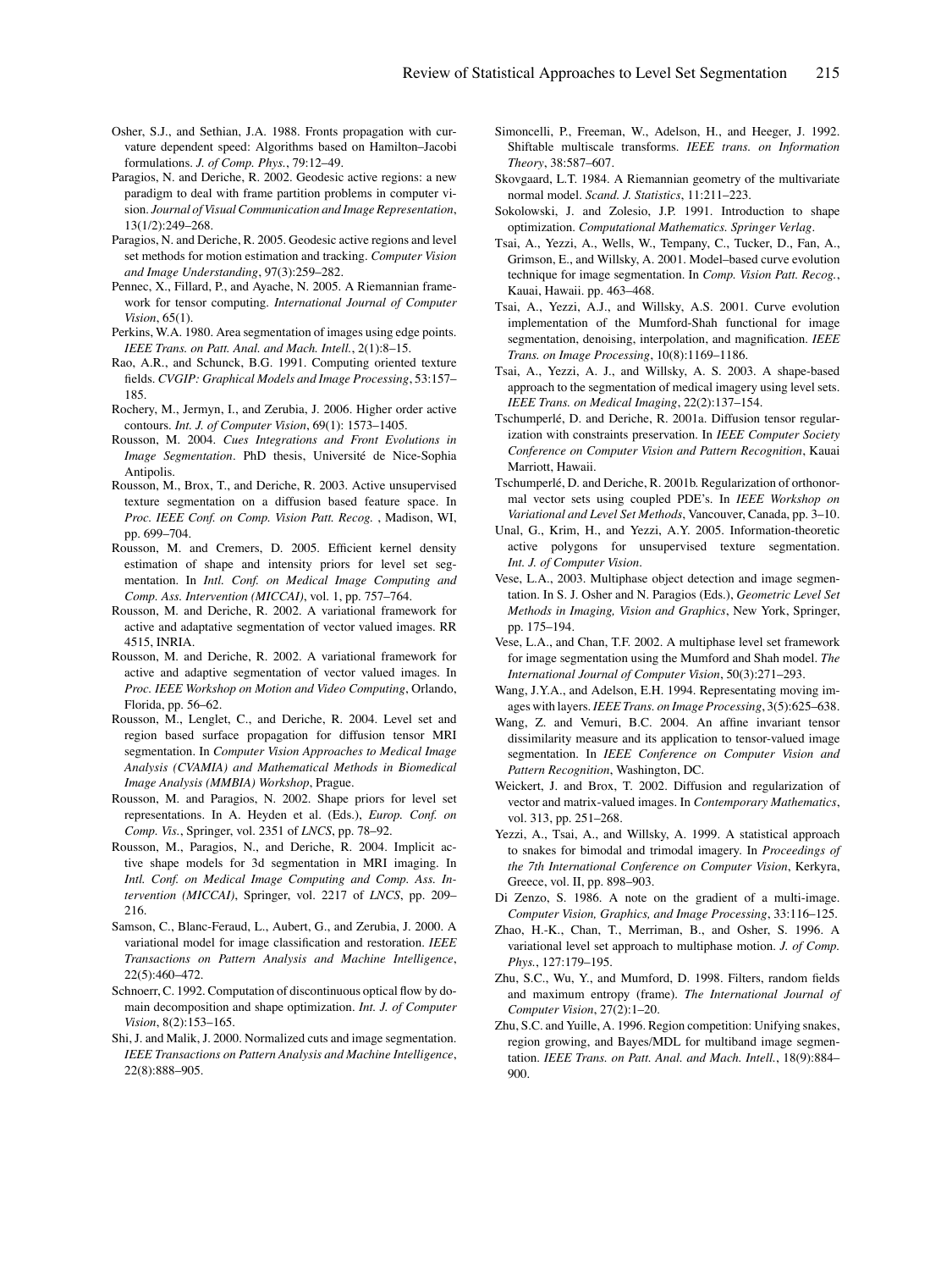Osher, S.J., and Sethian, J.A. 1988. Fronts propagation with curvature dependent speed: Algorithms based on Hamilton–Jacobi formulations. *J. of Comp. Phys.*, 79:12–49.

Paragios, N. and Deriche, R. 2002. Geodesic active regions: a new paradigm to deal with frame partition problems in computer vision. *Journal of Visual Communication and Image Representation*, 13(1/2):249–268.

Paragios, N. and Deriche, R. 2005. Geodesic active regions and level set methods for motion estimation and tracking. *Computer Vision and Image Understanding*, 97(3):259–282.

Pennec, X., Fillard, P., and Ayache, N. 2005. A Riemannian framework for tensor computing. *International Journal of Computer Vision*, 65(1).

Perkins, W.A. 1980. Area segmentation of images using edge points. *IEEE Trans. on Patt. Anal. and Mach. Intell.*, 2(1):8–15.

Rao, A.R., and Schunck, B.G. 1991. Computing oriented texture fields. *CVGIP: Graphical Models and Image Processing*, 53:157–185.

Rochery, M., Jermyn, I., and Zerubia, J. 2006. Higher order active contours. *Int. J. of Computer Vision*, 69(1): 1573–1405.

Rousson, M. 2004. *Cues Integrations and Front Evolutions in Image Segmentation*. PhD thesis, Université de Nice-Sophia Antipolis.

Rousson, M., Brox, T., and Deriche, R. 2003. Active unsupervised texture segmentation on a diffusion based feature space. In *Proc. IEEE Conf. on Comp. Vision Patt. Recog.* , Madison, WI, pp. 699–704.

Rousson, M. and Cremers, D. 2005. Efficient kernel density estimation of shape and intensity priors for level set segmentation. In *Intl. Conf. on Medical Image Computing and Comp. Ass. Intervention (MICCAI)*, vol. 1, pp. 757–764.

Rousson, M. and Deriche, R. 2002. A variational framework for active and adaptative segmentation of vector valued images. RR 4515, INRIA.

Rousson, M. and Deriche, R. 2002. A variational framework for active and adaptive segmentation of vector valued images. In *Proc. IEEE Workshop on Motion and Video Computing*, Orlando, Florida, pp. 56–62.

Rousson, M., Lenglet, C., and Deriche, R. 2004. Level set and region based surface propagation for diffusion tensor MRI segmentation. In *Computer Vision Approaches to Medical Image Analysis (CVAMIA) and Mathematical Methods in Biomedical Image Analysis (MMBIA) Workshop*, Prague.

Rousson, M. and Paragios, N. 2002. Shape priors for level set representations. In A. Heyden et al. (Eds.), *Europ. Conf. on Comp. Vis.*, Springer, vol. 2351 of *LNCS*, pp. 78–92.

Rousson, M., Paragios, N., and Deriche, R. 2004. Implicit active shape models for 3d segmentation in MRI imaging. In *Intl. Conf. on Medical Image Computing and Comp. Ass. Intervention (MICCAI)*, Springer, vol. 2217 of *LNCS*, pp. 209–216.

Samson, C., Blanc-Feraud, L., Aubert, G., and Zerubia, J. 2000. A variational model for image classification and restoration. *IEEE Transactions on Pattern Analysis and Machine Intelligence*, 22(5):460–472.

Schnoerr, C. 1992. Computation of discontinuous optical flow by domain decomposition and shape optimization. *Int. J. of Computer Vision*, 8(2):153–165.

Shi, J. and Malik, J. 2000. Normalized cuts and image segmentation. *IEEE Transactions on Pattern Analysis and Machine Intelligence*, 22(8):888–905.

Simoncelli, P., Freeman, W., Adelson, H., and Heeger, J. 1992. Shiftable multiscale transforms. *IEEE trans. on Information Theory*, 38:587–607.

Skovgaard, L.T. 1984. A Riemannian geometry of the multivariate normal model. *Scand. J. Statistics*, 11:211–223.

Sokolowski, J. and Zolesio, J.P. 1991. Introduction to shape optimization. *Computational Mathematics. Springer Verlag*.

Tsai, A., Yezzi, A., Wells, W., Tempany, C., Tucker, D., Fan, A., Grimson, E., and Willsky, A. 2001. Model–based curve evolution technique for image segmentation. In *Comp. Vision Patt. Recog.*, Kauai, Hawaii. pp. 463–468.

Tsai, A., Yezzi, A.J., and Willsky, A.S. 2001. Curve evolution implementation of the Mumford-Shah functional for image segmentation, denoising, interpolation, and magnification. *IEEE Trans. on Image Processing*, 10(8):1169–1186.

Tsai, A., Yezzi, A. J., and Willsky, A. S. 2003. A shape-based approach to the segmentation of medical imagery using level sets. *IEEE Trans. on Medical Imaging*, 22(2):137–154.

Tschumperlé, D. and Deriche, R. 2001a. Diffusion tensor regularization with constraints preservation. In *IEEE Computer Society Conference on Computer Vision and Pattern Recognition*, Kauai Marriott, Hawaii.

Tschumperlé, D. and Deriche, R. 2001b. Regularization of orthonormal vector sets using coupled PDE's. In *IEEE Workshop on Variational and Level Set Methods*, Vancouver, Canada, pp. 3–10.

Unal, G., Krim, H., and Yezzi, A.Y. 2005. Information-theoretic active polygons for unsupervised texture segmentation. *Int. J. of Computer Vision*.

Vese, L.A., 2003. Multiphase object detection and image segmentation. In S. J. Osher and N. Paragios (Eds.), *Geometric Level Set Methods in Imaging, Vision and Graphics*, New York, Springer, pp. 175–194.

Vese, L.A., and Chan, T.F. 2002. A multiphase level set framework for image segmentation using the Mumford and Shah model. *The International Journal of Computer Vision*, 50(3):271–293.

Wang, J.Y.A., and Adelson, E.H. 1994. Representating moving images with layers. *IEEE Trans. on Image Processing*, 3(5):625–638.

Wang, Z. and Vemuri, B.C. 2004. An affine invariant tensor dissimilarity measure and its application to tensor-valued image segmentation. In *IEEE Conference on Computer Vision and Pattern Recognition*, Washington, DC.

Weickert, J. and Brox, T. 2002. Diffusion and regularization of vector and matrix-valued images. In *Contemporary Mathematics*, vol. 313, pp. 251–268.

Yezzi, A., Tsai, A., and Willsky, A. 1999. A statistical approach to snakes for bimodal and trimodal imagery. In *Proceedings of the 7th International Conference on Computer Vision*, Kerkyra, Greece, vol. II, pp. 898–903.

Di Zenzo, S. 1986. A note on the gradient of a multi-image. *Computer Vision, Graphics, and Image Processing*, 33:116–125.

Zhao, H.-K., Chan, T., Merriman, B., and Osher, S. 1996. A variational level set approach to multiphase motion. *J. of Comp. Phys.*, 127:179–195.

Zhu, S.C., Wu, Y., and Mumford, D. 1998. Filters, random fields and maximum entropy (frame). *The International Journal of Computer Vision*, 27(2):1–20.

Zhu, S.C. and Yuille, A. 1996. Region competition: Unifying snakes, region growing, and Bayes/MDL for multiband image segmentation. *IEEE Trans. on Patt. Anal. and Mach. Intell.*, 18(9):884–900.